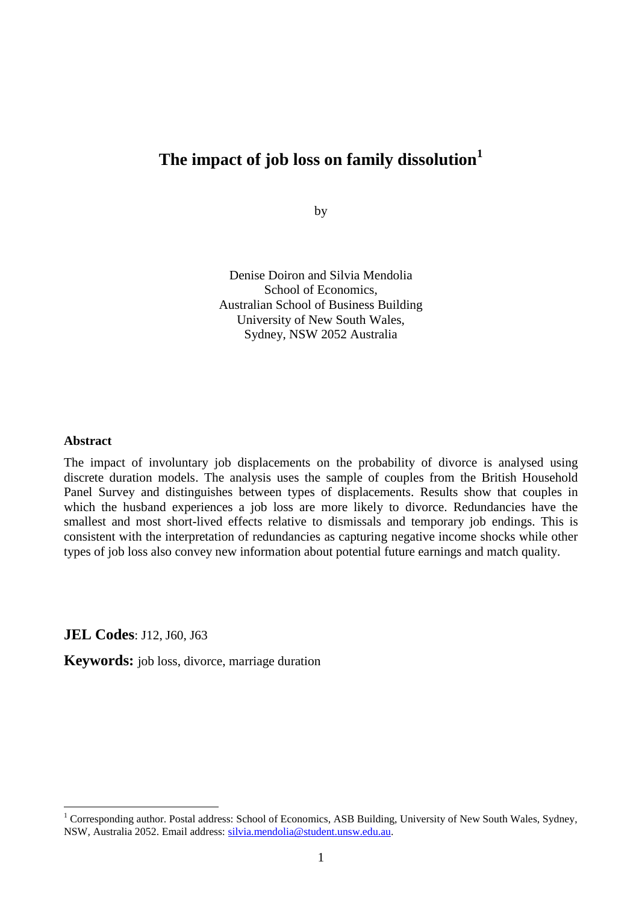# The impact of job loss on family dissolution[1]

by

Denise Doiron and Silvia Mendolia
School of Economics,
Australian School of Business Building
University of New South Wales,
Sydney, NSW 2052 Australia

**Abstract**

The impact of involuntary job displacements on the probability of divorce is analysed using discrete duration models. The analysis uses the sample of couples from the British Household Panel Survey and distinguishes between types of displacements. Results show that couples in which the husband experiences a job loss are more likely to divorce. Redundancies have the smallest and most short-lived effects relative to dismissals and temporary job endings. This is consistent with the interpretation of redundancies as capturing negative income shocks while other types of job loss also convey new information about potential future earnings and match quality.

**JEL Codes**: J12, J60, J63

**Keywords:** job loss, divorce, marriage duration

[1] Corresponding author. Postal address: School of Economics, ASB Building, University of New South Wales, Sydney, NSW, Australia 2052. Email address: silvia.mendolia@student.unsw.edu.au.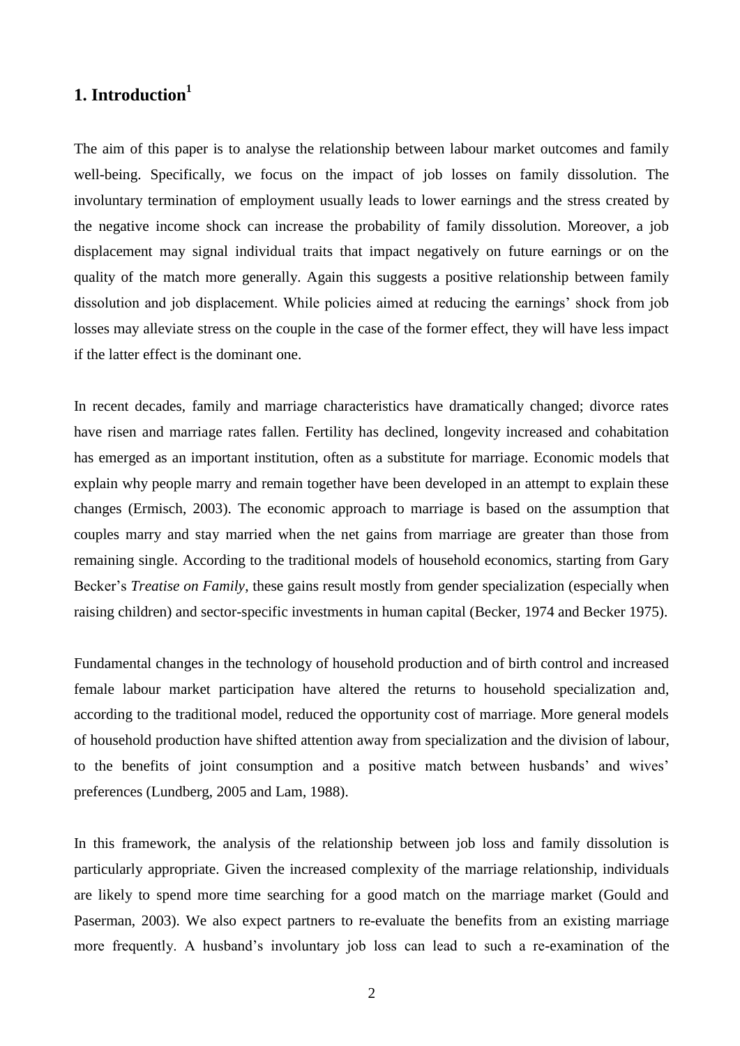# 1. Introduction[1]

The aim of this paper is to analyse the relationship between labour market outcomes and family well-being. Specifically, we focus on the impact of job losses on family dissolution. The involuntary termination of employment usually leads to lower earnings and the stress created by the negative income shock can increase the probability of family dissolution. Moreover, a job displacement may signal individual traits that impact negatively on future earnings or on the quality of the match more generally. Again this suggests a positive relationship between family dissolution and job displacement. While policies aimed at reducing the earnings' shock from job losses may alleviate stress on the couple in the case of the former effect, they will have less impact if the latter effect is the dominant one.

In recent decades, family and marriage characteristics have dramatically changed; divorce rates have risen and marriage rates fallen. Fertility has declined, longevity increased and cohabitation has emerged as an important institution, often as a substitute for marriage. Economic models that explain why people marry and remain together have been developed in an attempt to explain these changes (Ermisch, 2003). The economic approach to marriage is based on the assumption that couples marry and stay married when the net gains from marriage are greater than those from remaining single. According to the traditional models of household economics, starting from Gary Becker's *Treatise on Family*, these gains result mostly from gender specialization (especially when raising children) and sector-specific investments in human capital (Becker, 1974 and Becker 1975).

Fundamental changes in the technology of household production and of birth control and increased female labour market participation have altered the returns to household specialization and, according to the traditional model, reduced the opportunity cost of marriage. More general models of household production have shifted attention away from specialization and the division of labour, to the benefits of joint consumption and a positive match between husbands' and wives' preferences (Lundberg, 2005 and Lam, 1988).

In this framework, the analysis of the relationship between job loss and family dissolution is particularly appropriate. Given the increased complexity of the marriage relationship, individuals are likely to spend more time searching for a good match on the marriage market (Gould and Paserman, 2003). We also expect partners to re-evaluate the benefits from an existing marriage more frequently. A husband's involuntary job loss can lead to such a re-examination of the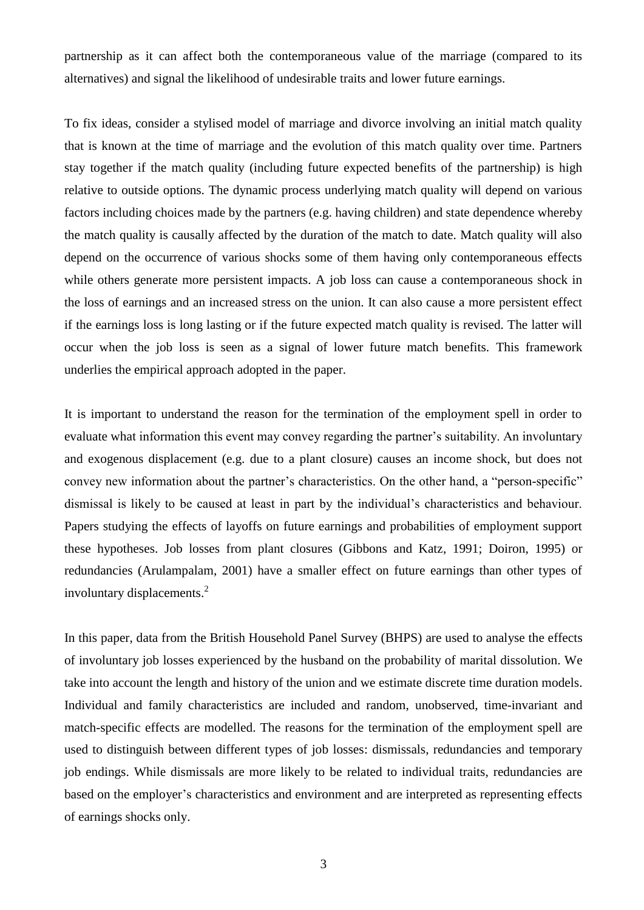partnership as it can affect both the contemporaneous value of the marriage (compared to its alternatives) and signal the likelihood of undesirable traits and lower future earnings.

To fix ideas, consider a stylised model of marriage and divorce involving an initial match quality that is known at the time of marriage and the evolution of this match quality over time. Partners stay together if the match quality (including future expected benefits of the partnership) is high relative to outside options. The dynamic process underlying match quality will depend on various factors including choices made by the partners (e.g. having children) and state dependence whereby the match quality is causally affected by the duration of the match to date. Match quality will also depend on the occurrence of various shocks some of them having only contemporaneous effects while others generate more persistent impacts. A job loss can cause a contemporaneous shock in the loss of earnings and an increased stress on the union. It can also cause a more persistent effect if the earnings loss is long lasting or if the future expected match quality is revised. The latter will occur when the job loss is seen as a signal of lower future match benefits. This framework underlies the empirical approach adopted in the paper.

It is important to understand the reason for the termination of the employment spell in order to evaluate what information this event may convey regarding the partner's suitability. An involuntary and exogenous displacement (e.g. due to a plant closure) causes an income shock, but does not convey new information about the partner's characteristics. On the other hand, a "person-specific" dismissal is likely to be caused at least in part by the individual's characteristics and behaviour. Papers studying the effects of layoffs on future earnings and probabilities of employment support these hypotheses. Job losses from plant closures (Gibbons and Katz, 1991; Doiron, 1995) or redundancies (Arulampalam, 2001) have a smaller effect on future earnings than other types of involuntary displacements.[2]

In this paper, data from the British Household Panel Survey (BHPS) are used to analyse the effects of involuntary job losses experienced by the husband on the probability of marital dissolution. We take into account the length and history of the union and we estimate discrete time duration models. Individual and family characteristics are included and random, unobserved, time-invariant and match-specific effects are modelled. The reasons for the termination of the employment spell are used to distinguish between different types of job losses: dismissals, redundancies and temporary job endings. While dismissals are more likely to be related to individual traits, redundancies are based on the employer's characteristics and environment and are interpreted as representing effects of earnings shocks only.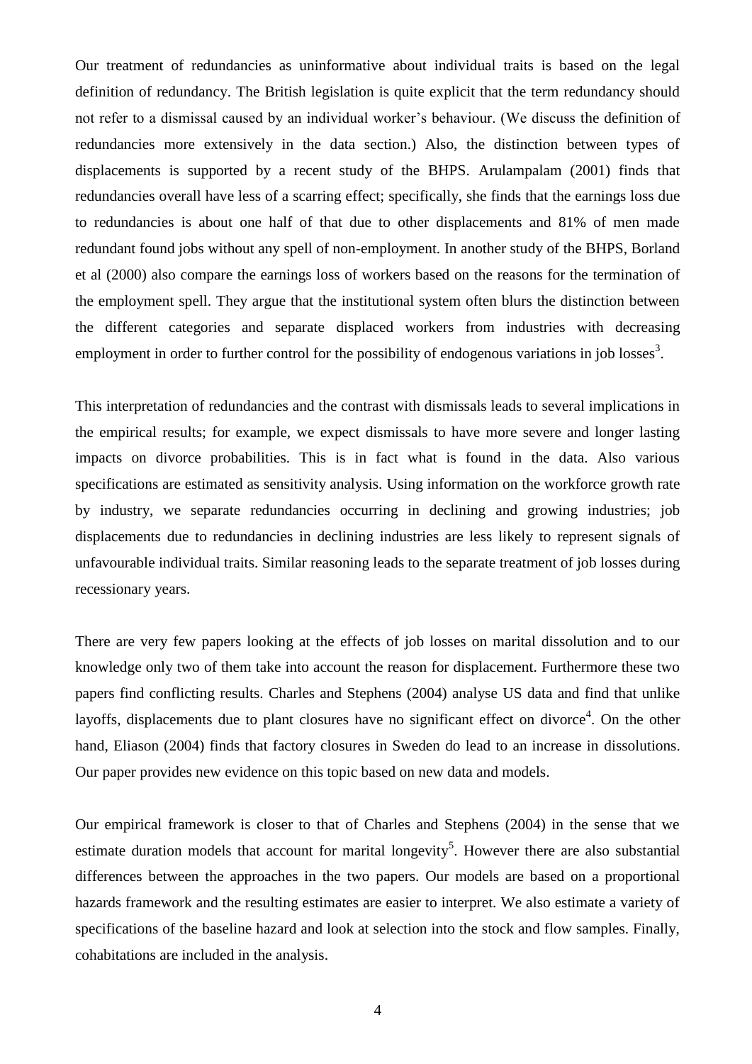Our treatment of redundancies as uninformative about individual traits is based on the legal definition of redundancy. The British legislation is quite explicit that the term redundancy should not refer to a dismissal caused by an individual worker's behaviour. (We discuss the definition of redundancies more extensively in the data section.) Also, the distinction between types of displacements is supported by a recent study of the BHPS. Arulampalam (2001) finds that redundancies overall have less of a scarring effect; specifically, she finds that the earnings loss due to redundancies is about one half of that due to other displacements and 81% of men made redundant found jobs without any spell of non-employment. In another study of the BHPS, Borland et al (2000) also compare the earnings loss of workers based on the reasons for the termination of the employment spell. They argue that the institutional system often blurs the distinction between the different categories and separate displaced workers from industries with decreasing employment in order to further control for the possibility of endogenous variations in job losses[3].

This interpretation of redundancies and the contrast with dismissals leads to several implications in the empirical results; for example, we expect dismissals to have more severe and longer lasting impacts on divorce probabilities. This is in fact what is found in the data. Also various specifications are estimated as sensitivity analysis. Using information on the workforce growth rate by industry, we separate redundancies occurring in declining and growing industries; job displacements due to redundancies in declining industries are less likely to represent signals of unfavourable individual traits. Similar reasoning leads to the separate treatment of job losses during recessionary years.

There are very few papers looking at the effects of job losses on marital dissolution and to our knowledge only two of them take into account the reason for displacement. Furthermore these two papers find conflicting results. Charles and Stephens (2004) analyse US data and find that unlike layoffs, displacements due to plant closures have no significant effect on divorce[4]. On the other hand, Eliason (2004) finds that factory closures in Sweden do lead to an increase in dissolutions. Our paper provides new evidence on this topic based on new data and models.

Our empirical framework is closer to that of Charles and Stephens (2004) in the sense that we estimate duration models that account for marital longevity[5]. However there are also substantial differences between the approaches in the two papers. Our models are based on a proportional hazards framework and the resulting estimates are easier to interpret. We also estimate a variety of specifications of the baseline hazard and look at selection into the stock and flow samples. Finally, cohabitations are included in the analysis.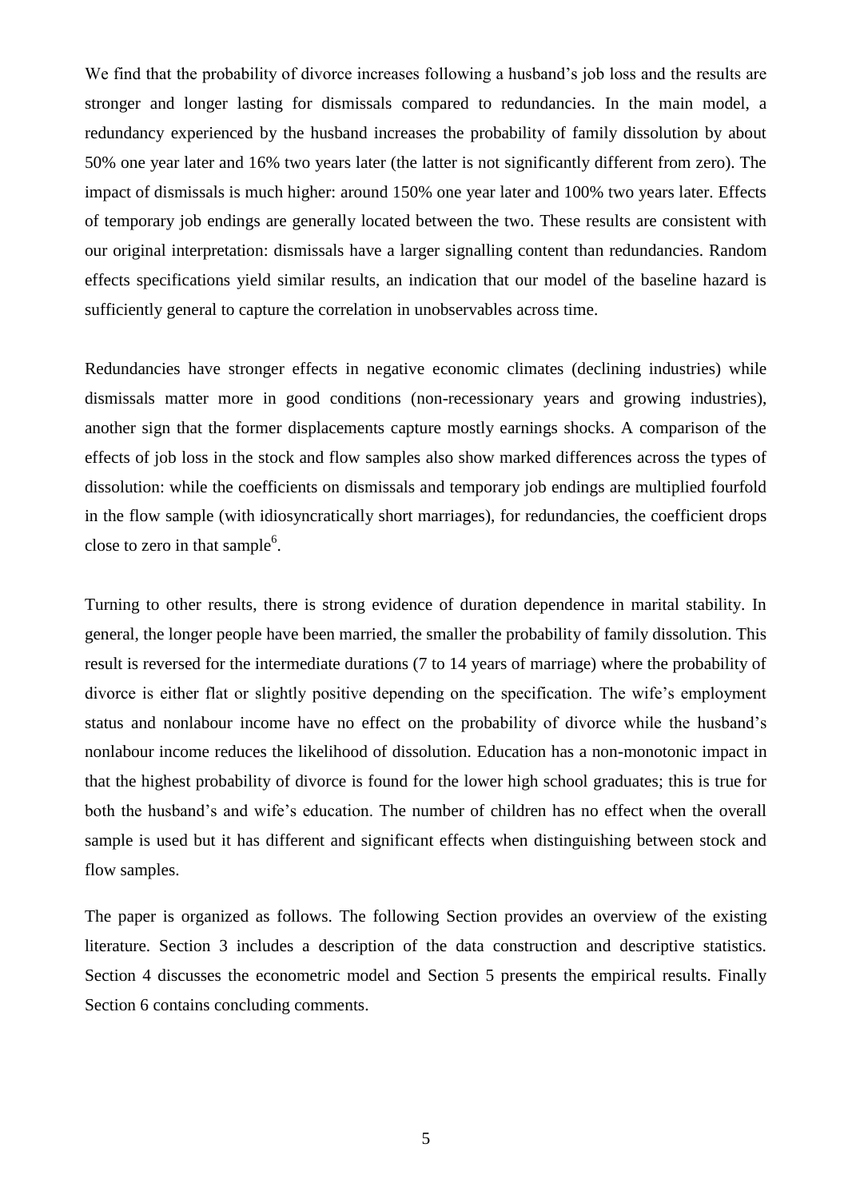We find that the probability of divorce increases following a husband's job loss and the results are stronger and longer lasting for dismissals compared to redundancies. In the main model, a redundancy experienced by the husband increases the probability of family dissolution by about 50% one year later and 16% two years later (the latter is not significantly different from zero). The impact of dismissals is much higher: around 150% one year later and 100% two years later. Effects of temporary job endings are generally located between the two. These results are consistent with our original interpretation: dismissals have a larger signalling content than redundancies. Random effects specifications yield similar results, an indication that our model of the baseline hazard is sufficiently general to capture the correlation in unobservables across time.

Redundancies have stronger effects in negative economic climates (declining industries) while dismissals matter more in good conditions (non-recessionary years and growing industries), another sign that the former displacements capture mostly earnings shocks. A comparison of the effects of job loss in the stock and flow samples also show marked differences across the types of dissolution: while the coefficients on dismissals and temporary job endings are multiplied fourfold in the flow sample (with idiosyncratically short marriages), for redundancies, the coefficient drops close to zero in that sample[6].

Turning to other results, there is strong evidence of duration dependence in marital stability. In general, the longer people have been married, the smaller the probability of family dissolution. This result is reversed for the intermediate durations (7 to 14 years of marriage) where the probability of divorce is either flat or slightly positive depending on the specification. The wife's employment status and nonlabour income have no effect on the probability of divorce while the husband's nonlabour income reduces the likelihood of dissolution. Education has a non-monotonic impact in that the highest probability of divorce is found for the lower high school graduates; this is true for both the husband's and wife's education. The number of children has no effect when the overall sample is used but it has different and significant effects when distinguishing between stock and flow samples.

The paper is organized as follows. The following Section provides an overview of the existing literature. Section 3 includes a description of the data construction and descriptive statistics. Section 4 discusses the econometric model and Section 5 presents the empirical results. Finally Section 6 contains concluding comments.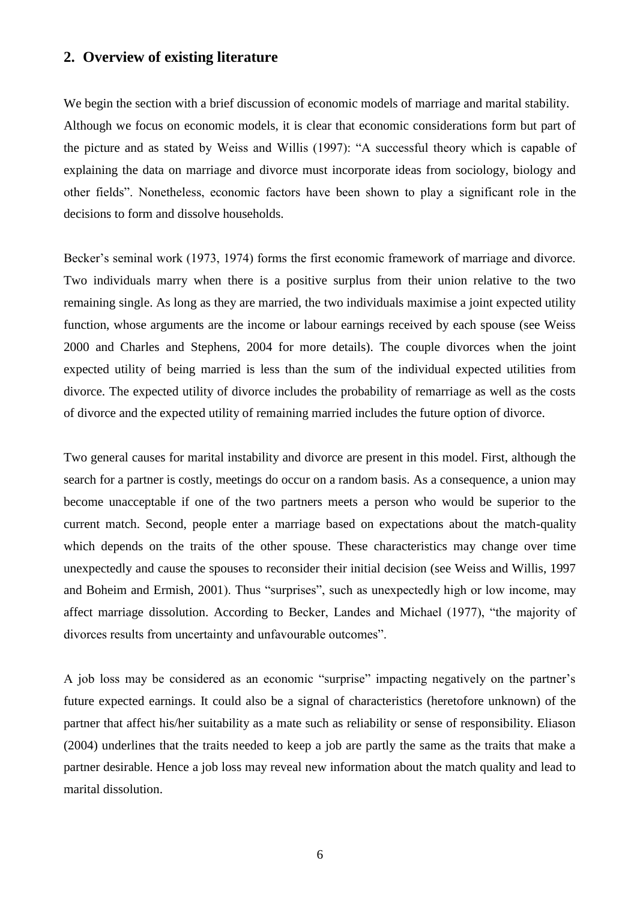## 2. Overview of existing literature

We begin the section with a brief discussion of economic models of marriage and marital stability. Although we focus on economic models, it is clear that economic considerations form but part of the picture and as stated by Weiss and Willis (1997): "A successful theory which is capable of explaining the data on marriage and divorce must incorporate ideas from sociology, biology and other fields". Nonetheless, economic factors have been shown to play a significant role in the decisions to form and dissolve households.

Becker's seminal work (1973, 1974) forms the first economic framework of marriage and divorce. Two individuals marry when there is a positive surplus from their union relative to the two remaining single. As long as they are married, the two individuals maximise a joint expected utility function, whose arguments are the income or labour earnings received by each spouse (see Weiss 2000 and Charles and Stephens, 2004 for more details). The couple divorces when the joint expected utility of being married is less than the sum of the individual expected utilities from divorce. The expected utility of divorce includes the probability of remarriage as well as the costs of divorce and the expected utility of remaining married includes the future option of divorce.

Two general causes for marital instability and divorce are present in this model. First, although the search for a partner is costly, meetings do occur on a random basis. As a consequence, a union may become unacceptable if one of the two partners meets a person who would be superior to the current match. Second, people enter a marriage based on expectations about the match-quality which depends on the traits of the other spouse. These characteristics may change over time unexpectedly and cause the spouses to reconsider their initial decision (see Weiss and Willis, 1997 and Boheim and Ermish, 2001). Thus "surprises", such as unexpectedly high or low income, may affect marriage dissolution. According to Becker, Landes and Michael (1977), "the majority of divorces results from uncertainty and unfavourable outcomes".

A job loss may be considered as an economic "surprise" impacting negatively on the partner's future expected earnings. It could also be a signal of characteristics (heretofore unknown) of the partner that affect his/her suitability as a mate such as reliability or sense of responsibility. Eliason (2004) underlines that the traits needed to keep a job are partly the same as the traits that make a partner desirable. Hence a job loss may reveal new information about the match quality and lead to marital dissolution.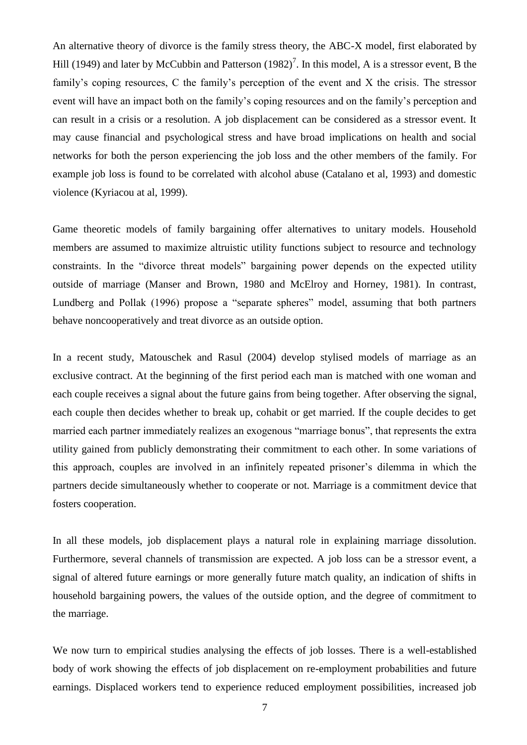An alternative theory of divorce is the family stress theory, the ABC-X model, first elaborated by Hill (1949) and later by McCubbin and Patterson (1982)[7]. In this model, A is a stressor event, B the family's coping resources, C the family's perception of the event and X the crisis. The stressor event will have an impact both on the family's coping resources and on the family's perception and can result in a crisis or a resolution. A job displacement can be considered as a stressor event. It may cause financial and psychological stress and have broad implications on health and social networks for both the person experiencing the job loss and the other members of the family. For example job loss is found to be correlated with alcohol abuse (Catalano et al, 1993) and domestic violence (Kyriacou at al, 1999).

Game theoretic models of family bargaining offer alternatives to unitary models. Household members are assumed to maximize altruistic utility functions subject to resource and technology constraints. In the "divorce threat models" bargaining power depends on the expected utility outside of marriage (Manser and Brown, 1980 and McElroy and Horney, 1981). In contrast, Lundberg and Pollak (1996) propose a "separate spheres" model, assuming that both partners behave noncooperatively and treat divorce as an outside option.

In a recent study, Matouschek and Rasul (2004) develop stylised models of marriage as an exclusive contract. At the beginning of the first period each man is matched with one woman and each couple receives a signal about the future gains from being together. After observing the signal, each couple then decides whether to break up, cohabit or get married. If the couple decides to get married each partner immediately realizes an exogenous "marriage bonus", that represents the extra utility gained from publicly demonstrating their commitment to each other. In some variations of this approach, couples are involved in an infinitely repeated prisoner's dilemma in which the partners decide simultaneously whether to cooperate or not. Marriage is a commitment device that fosters cooperation.

In all these models, job displacement plays a natural role in explaining marriage dissolution. Furthermore, several channels of transmission are expected. A job loss can be a stressor event, a signal of altered future earnings or more generally future match quality, an indication of shifts in household bargaining powers, the values of the outside option, and the degree of commitment to the marriage.

We now turn to empirical studies analysing the effects of job losses. There is a well-established body of work showing the effects of job displacement on re-employment probabilities and future earnings. Displaced workers tend to experience reduced employment possibilities, increased job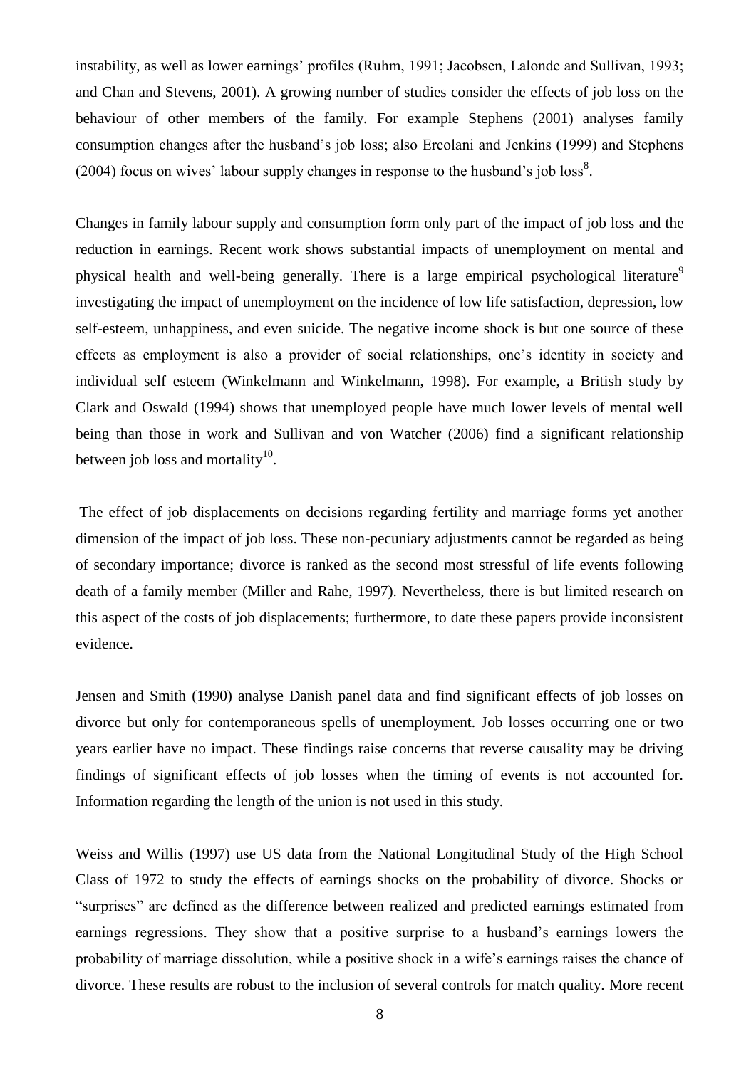instability, as well as lower earnings' profiles (Ruhm, 1991; Jacobsen, Lalonde and Sullivan, 1993; and Chan and Stevens, 2001). A growing number of studies consider the effects of job loss on the behaviour of other members of the family. For example Stephens (2001) analyses family consumption changes after the husband's job loss; also Ercolani and Jenkins (1999) and Stephens (2004) focus on wives' labour supply changes in response to the husband's job loss[8].

Changes in family labour supply and consumption form only part of the impact of job loss and the reduction in earnings. Recent work shows substantial impacts of unemployment on mental and physical health and well-being generally. There is a large empirical psychological literature[9] investigating the impact of unemployment on the incidence of low life satisfaction, depression, low self-esteem, unhappiness, and even suicide. The negative income shock is but one source of these effects as employment is also a provider of social relationships, one's identity in society and individual self esteem (Winkelmann and Winkelmann, 1998). For example, a British study by Clark and Oswald (1994) shows that unemployed people have much lower levels of mental well being than those in work and Sullivan and von Watcher (2006) find a significant relationship between job loss and mortality[10].

The effect of job displacements on decisions regarding fertility and marriage forms yet another dimension of the impact of job loss. These non-pecuniary adjustments cannot be regarded as being of secondary importance; divorce is ranked as the second most stressful of life events following death of a family member (Miller and Rahe, 1997). Nevertheless, there is but limited research on this aspect of the costs of job displacements; furthermore, to date these papers provide inconsistent evidence.

Jensen and Smith (1990) analyse Danish panel data and find significant effects of job losses on divorce but only for contemporaneous spells of unemployment. Job losses occurring one or two years earlier have no impact. These findings raise concerns that reverse causality may be driving findings of significant effects of job losses when the timing of events is not accounted for. Information regarding the length of the union is not used in this study.

Weiss and Willis (1997) use US data from the National Longitudinal Study of the High School Class of 1972 to study the effects of earnings shocks on the probability of divorce. Shocks or "surprises" are defined as the difference between realized and predicted earnings estimated from earnings regressions. They show that a positive surprise to a husband's earnings lowers the probability of marriage dissolution, while a positive shock in a wife's earnings raises the chance of divorce. These results are robust to the inclusion of several controls for match quality. More recent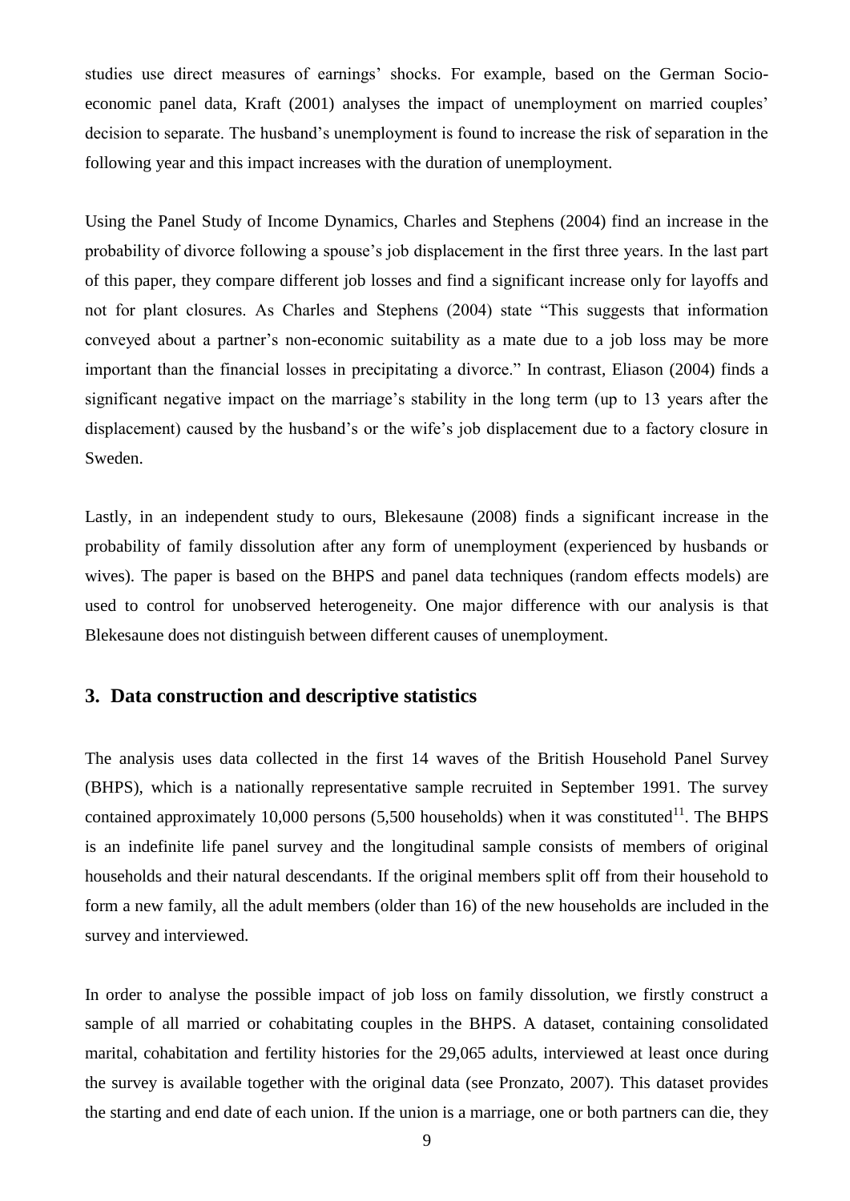studies use direct measures of earnings' shocks. For example, based on the German Socio-economic panel data, Kraft (2001) analyses the impact of unemployment on married couples' decision to separate. The husband's unemployment is found to increase the risk of separation in the following year and this impact increases with the duration of unemployment.

Using the Panel Study of Income Dynamics, Charles and Stephens (2004) find an increase in the probability of divorce following a spouse's job displacement in the first three years. In the last part of this paper, they compare different job losses and find a significant increase only for layoffs and not for plant closures. As Charles and Stephens (2004) state "This suggests that information conveyed about a partner's non-economic suitability as a mate due to a job loss may be more important than the financial losses in precipitating a divorce." In contrast, Eliason (2004) finds a significant negative impact on the marriage's stability in the long term (up to 13 years after the displacement) caused by the husband's or the wife's job displacement due to a factory closure in Sweden.

Lastly, in an independent study to ours, Blekesaune (2008) finds a significant increase in the probability of family dissolution after any form of unemployment (experienced by husbands or wives). The paper is based on the BHPS and panel data techniques (random effects models) are used to control for unobserved heterogeneity. One major difference with our analysis is that Blekesaune does not distinguish between different causes of unemployment.

## 3. Data construction and descriptive statistics

The analysis uses data collected in the first 14 waves of the British Household Panel Survey (BHPS), which is a nationally representative sample recruited in September 1991. The survey contained approximately 10,000 persons (5,500 households) when it was constituted[11]. The BHPS is an indefinite life panel survey and the longitudinal sample consists of members of original households and their natural descendants. If the original members split off from their household to form a new family, all the adult members (older than 16) of the new households are included in the survey and interviewed.

In order to analyse the possible impact of job loss on family dissolution, we firstly construct a sample of all married or cohabitating couples in the BHPS. A dataset, containing consolidated marital, cohabitation and fertility histories for the 29,065 adults, interviewed at least once during the survey is available together with the original data (see Pronzato, 2007). This dataset provides the starting and end date of each union. If the union is a marriage, one or both partners can die, they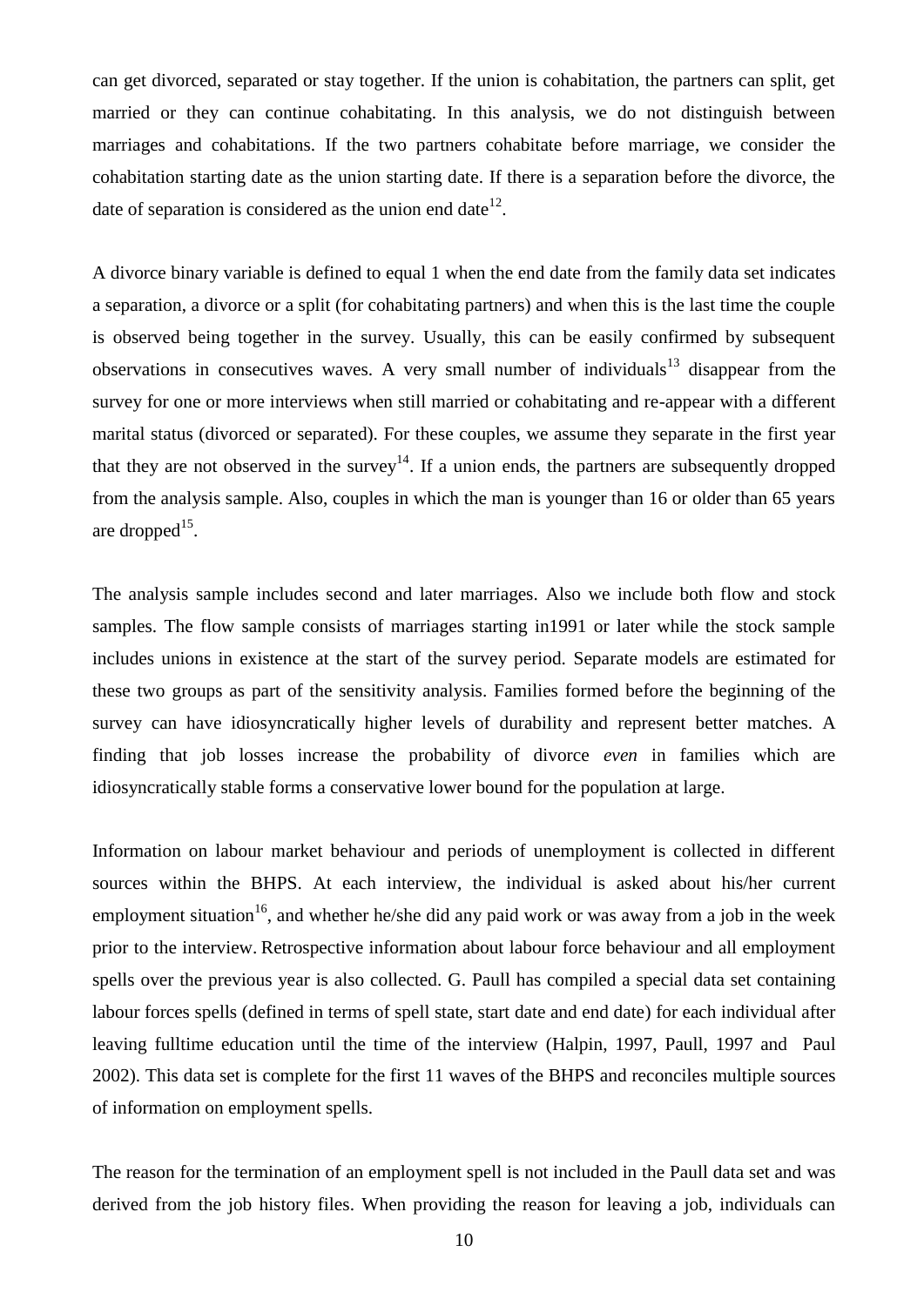can get divorced, separated or stay together. If the union is cohabitation, the partners can split, get married or they can continue cohabitating. In this analysis, we do not distinguish between marriages and cohabitations. If the two partners cohabitate before marriage, we consider the cohabitation starting date as the union starting date. If there is a separation before the divorce, the date of separation is considered as the union end date[12].

A divorce binary variable is defined to equal 1 when the end date from the family data set indicates a separation, a divorce or a split (for cohabitating partners) and when this is the last time the couple is observed being together in the survey. Usually, this can be easily confirmed by subsequent observations in consecutives waves. A very small number of individuals[13] disappear from the survey for one or more interviews when still married or cohabitating and re-appear with a different marital status (divorced or separated). For these couples, we assume they separate in the first year that they are not observed in the survey[14]. If a union ends, the partners are subsequently dropped from the analysis sample. Also, couples in which the man is younger than 16 or older than 65 years are dropped[15].

The analysis sample includes second and later marriages. Also we include both flow and stock samples. The flow sample consists of marriages starting in1991 or later while the stock sample includes unions in existence at the start of the survey period. Separate models are estimated for these two groups as part of the sensitivity analysis. Families formed before the beginning of the survey can have idiosyncratically higher levels of durability and represent better matches. A finding that job losses increase the probability of divorce *even* in families which are idiosyncratically stable forms a conservative lower bound for the population at large.

Information on labour market behaviour and periods of unemployment is collected in different sources within the BHPS. At each interview, the individual is asked about his/her current employment situation[16], and whether he/she did any paid work or was away from a job in the week prior to the interview. Retrospective information about labour force behaviour and all employment spells over the previous year is also collected. G. Paull has compiled a special data set containing labour forces spells (defined in terms of spell state, start date and end date) for each individual after leaving fulltime education until the time of the interview (Halpin, 1997, Paull, 1997 and Paul 2002). This data set is complete for the first 11 waves of the BHPS and reconciles multiple sources of information on employment spells.

The reason for the termination of an employment spell is not included in the Paull data set and was derived from the job history files. When providing the reason for leaving a job, individuals can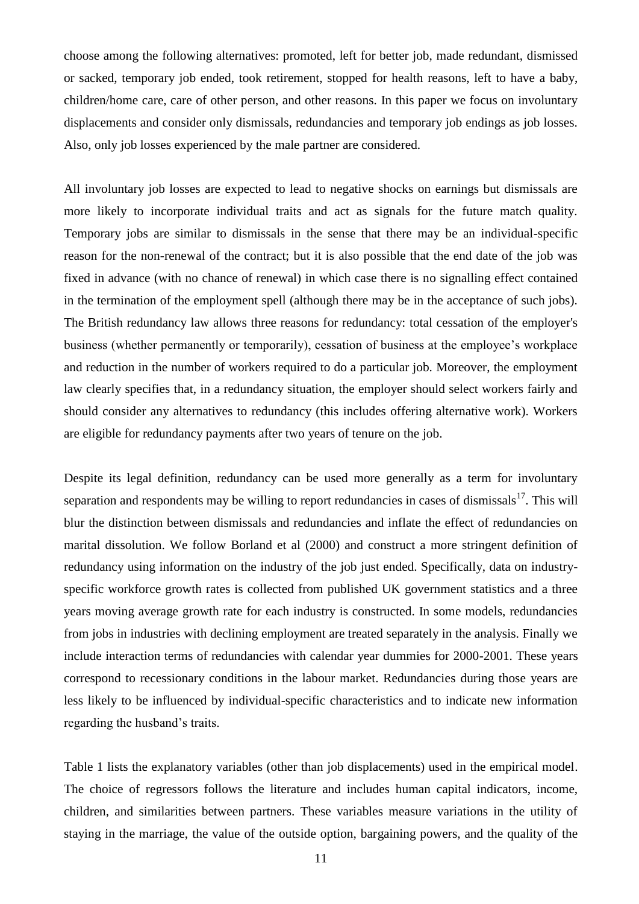choose among the following alternatives: promoted, left for better job, made redundant, dismissed or sacked, temporary job ended, took retirement, stopped for health reasons, left to have a baby, children/home care, care of other person, and other reasons. In this paper we focus on involuntary displacements and consider only dismissals, redundancies and temporary job endings as job losses. Also, only job losses experienced by the male partner are considered.

All involuntary job losses are expected to lead to negative shocks on earnings but dismissals are more likely to incorporate individual traits and act as signals for the future match quality. Temporary jobs are similar to dismissals in the sense that there may be an individual-specific reason for the non-renewal of the contract; but it is also possible that the end date of the job was fixed in advance (with no chance of renewal) in which case there is no signalling effect contained in the termination of the employment spell (although there may be in the acceptance of such jobs). The British redundancy law allows three reasons for redundancy: total cessation of the employer's business (whether permanently or temporarily), cessation of business at the employee's workplace and reduction in the number of workers required to do a particular job. Moreover, the employment law clearly specifies that, in a redundancy situation, the employer should select workers fairly and should consider any alternatives to redundancy (this includes offering alternative work). Workers are eligible for redundancy payments after two years of tenure on the job.

Despite its legal definition, redundancy can be used more generally as a term for involuntary separation and respondents may be willing to report redundancies in cases of dismissals[17]. This will blur the distinction between dismissals and redundancies and inflate the effect of redundancies on marital dissolution. We follow Borland et al (2000) and construct a more stringent definition of redundancy using information on the industry of the job just ended. Specifically, data on industry-specific workforce growth rates is collected from published UK government statistics and a three years moving average growth rate for each industry is constructed. In some models, redundancies from jobs in industries with declining employment are treated separately in the analysis. Finally we include interaction terms of redundancies with calendar year dummies for 2000-2001. These years correspond to recessionary conditions in the labour market. Redundancies during those years are less likely to be influenced by individual-specific characteristics and to indicate new information regarding the husband's traits.

Table 1 lists the explanatory variables (other than job displacements) used in the empirical model. The choice of regressors follows the literature and includes human capital indicators, income, children, and similarities between partners. These variables measure variations in the utility of staying in the marriage, the value of the outside option, bargaining powers, and the quality of the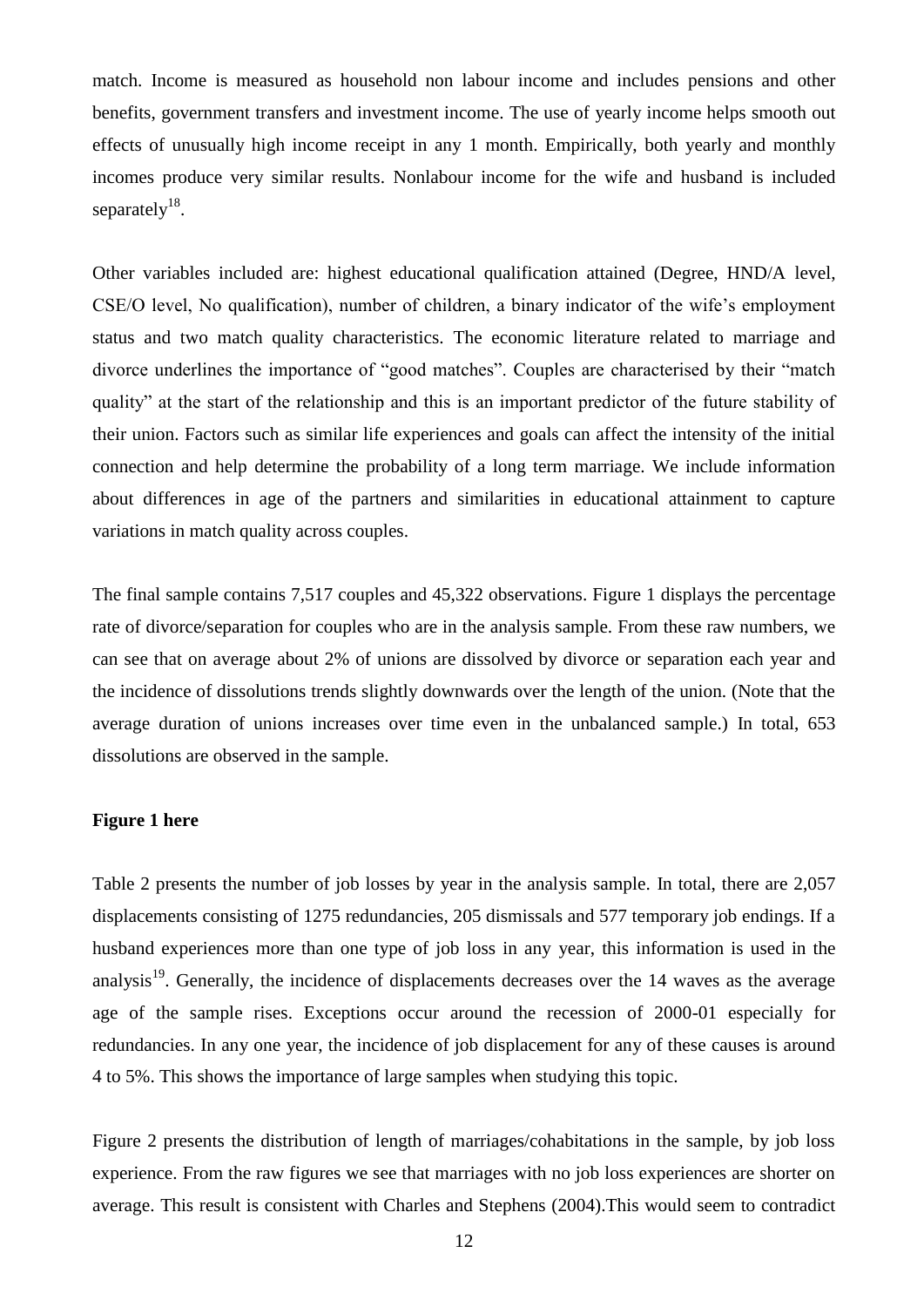match. Income is measured as household non labour income and includes pensions and other benefits, government transfers and investment income. The use of yearly income helps smooth out effects of unusually high income receipt in any 1 month. Empirically, both yearly and monthly incomes produce very similar results. Nonlabour income for the wife and husband is included separately[18].

Other variables included are: highest educational qualification attained (Degree, HND/A level, CSE/O level, No qualification), number of children, a binary indicator of the wife's employment status and two match quality characteristics. The economic literature related to marriage and divorce underlines the importance of "good matches". Couples are characterised by their "match quality" at the start of the relationship and this is an important predictor of the future stability of their union. Factors such as similar life experiences and goals can affect the intensity of the initial connection and help determine the probability of a long term marriage. We include information about differences in age of the partners and similarities in educational attainment to capture variations in match quality across couples.

The final sample contains 7,517 couples and 45,322 observations. Figure 1 displays the percentage rate of divorce/separation for couples who are in the analysis sample. From these raw numbers, we can see that on average about 2% of unions are dissolved by divorce or separation each year and the incidence of dissolutions trends slightly downwards over the length of the union. (Note that the average duration of unions increases over time even in the unbalanced sample.) In total, 653 dissolutions are observed in the sample.

**Figure 1 here**

Table 2 presents the number of job losses by year in the analysis sample. In total, there are 2,057 displacements consisting of 1275 redundancies, 205 dismissals and 577 temporary job endings. If a husband experiences more than one type of job loss in any year, this information is used in the analysis[19]. Generally, the incidence of displacements decreases over the 14 waves as the average age of the sample rises. Exceptions occur around the recession of 2000-01 especially for redundancies. In any one year, the incidence of job displacement for any of these causes is around 4 to 5%. This shows the importance of large samples when studying this topic.

Figure 2 presents the distribution of length of marriages/cohabitations in the sample, by job loss experience. From the raw figures we see that marriages with no job loss experiences are shorter on average. This result is consistent with Charles and Stephens (2004).This would seem to contradict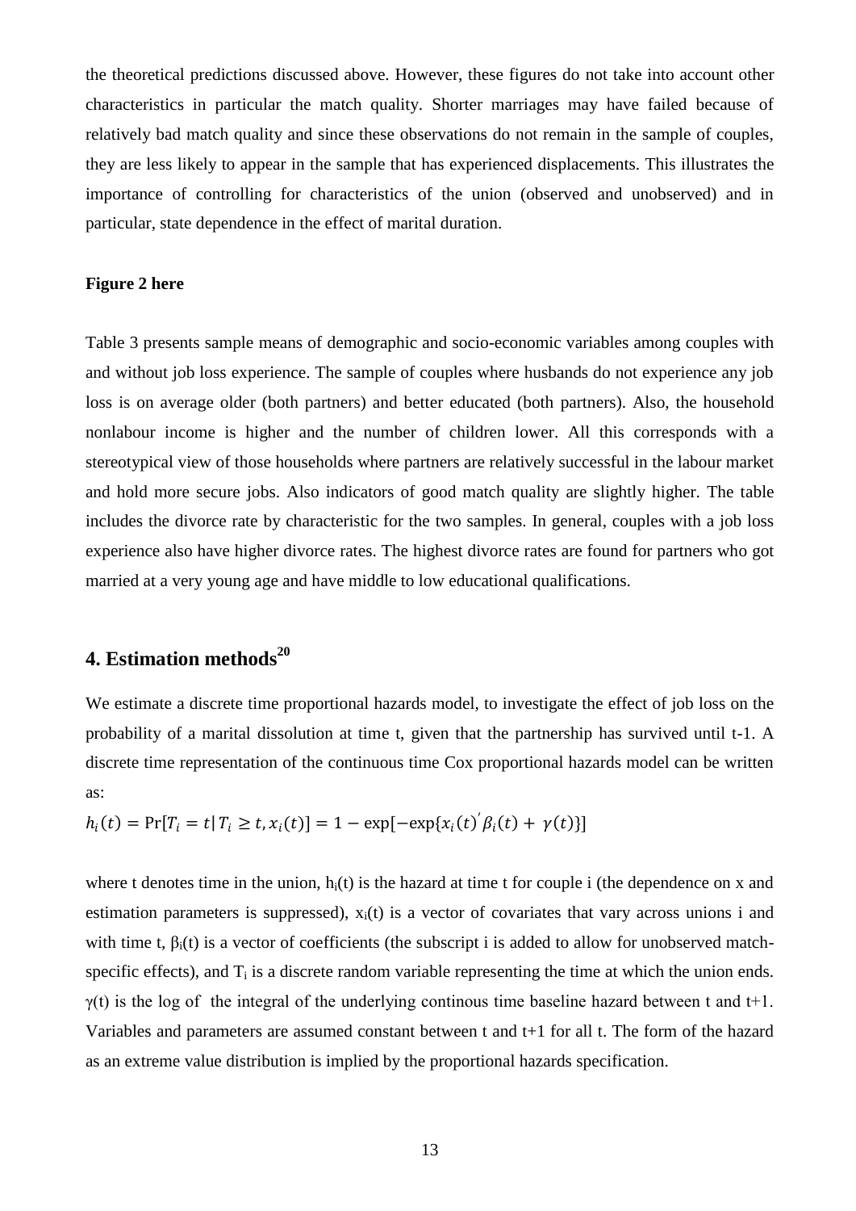the theoretical predictions discussed above. However, these figures do not take into account other characteristics in particular the match quality. Shorter marriages may have failed because of relatively bad match quality and since these observations do not remain in the sample of couples, they are less likely to appear in the sample that has experienced displacements. This illustrates the importance of controlling for characteristics of the union (observed and unobserved) and in particular, state dependence in the effect of marital duration.

**Figure 2 here**

Table 3 presents sample means of demographic and socio-economic variables among couples with and without job loss experience. The sample of couples where husbands do not experience any job loss is on average older (both partners) and better educated (both partners). Also, the household nonlabour income is higher and the number of children lower. All this corresponds with a stereotypical view of those households where partners are relatively successful in the labour market and hold more secure jobs. Also indicators of good match quality are slightly higher. The table includes the divorce rate by characteristic for the two samples. In general, couples with a job loss experience also have higher divorce rates. The highest divorce rates are found for partners who got married at a very young age and have middle to low educational qualifications.

## 4. Estimation methods[20]

We estimate a discrete time proportional hazards model, to investigate the effect of job loss on the probability of a marital dissolution at time t, given that the partnership has survived until t-1. A discrete time representation of the continuous time Cox proportional hazards model can be written as:

$$h_i(t) = \Pr[T_i = t | T_i \geq t, x_i(t)] = 1 - \exp[-\exp\{x_i(t)^{'}\beta_i(t) + \gamma(t)\}]$$

where t denotes time in the union, $h_i(t)$ is the hazard at time t for couple i (the dependence on x and estimation parameters is suppressed), $x_i(t)$ is a vector of covariates that vary across unions i and with time t, $\beta_i(t)$ is a vector of coefficients (the subscript i is added to allow for unobserved match-specific effects), and $T_i$ is a discrete random variable representing the time at which the union ends. $\gamma(t)$ is the log of the integral of the underlying continous time baseline hazard between t and t+1. Variables and parameters are assumed constant between t and t+1 for all t. The form of the hazard as an extreme value distribution is implied by the proportional hazards specification.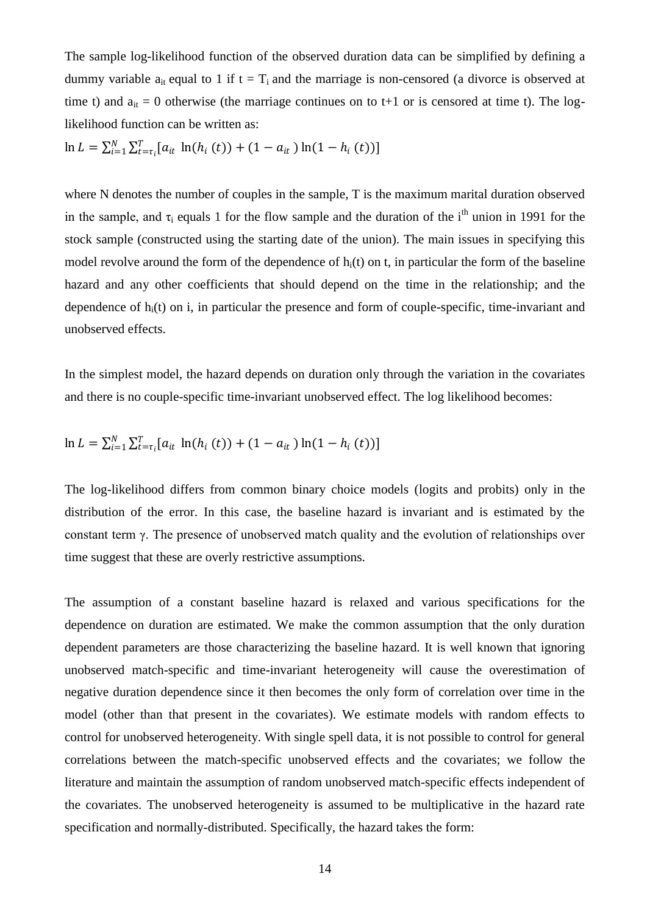The sample log-likelihood function of the observed duration data can be simplified by defining a dummy variable $a_{it}$ equal to 1 if $t = T_i$ and the marriage is non-censored (a divorce is observed at time t) and $a_{it} = 0$ otherwise (the marriage continues on to t+1 or is censored at time t). The log-likelihood function can be written as:

$$\ln L = \sum_{i=1}^{N} \sum_{t=\tau_i}^{T} [a_{it} \ \ln(h_i \ (t)) + (1 - a_{it} \ ) \ln(1 - h_i \ (t))]$$

where N denotes the number of couples in the sample, T is the maximum marital duration observed in the sample, and $\tau_i$ equals 1 for the flow sample and the duration of the $i^{th}$ union in 1991 for the stock sample (constructed using the starting date of the union). The main issues in specifying this model revolve around the form of the dependence of $h_i(t)$ on t, in particular the form of the baseline hazard and any other coefficients that should depend on the time in the relationship; and the dependence of $h_i(t)$ on i, in particular the presence and form of couple-specific, time-invariant and unobserved effects.

In the simplest model, the hazard depends on duration only through the variation in the covariates and there is no couple-specific time-invariant unobserved effect. The log likelihood becomes:

$$\ln L = \sum_{i=1}^{N} \sum_{t=\tau_i}^{T} [a_{it} \ \ln(h_i \ (t)) + (1 - a_{it} \ ) \ln(1 - h_i \ (t))]$$

The log-likelihood differs from common binary choice models (logits and probits) only in the distribution of the error. In this case, the baseline hazard is invariant and is estimated by the constant term $\gamma$. The presence of unobserved match quality and the evolution of relationships over time suggest that these are overly restrictive assumptions.

The assumption of a constant baseline hazard is relaxed and various specifications for the dependence on duration are estimated. We make the common assumption that the only duration dependent parameters are those characterizing the baseline hazard. It is well known that ignoring unobserved match-specific and time-invariant heterogeneity will cause the overestimation of negative duration dependence since it then becomes the only form of correlation over time in the model (other than that present in the covariates). We estimate models with random effects to control for unobserved heterogeneity. With single spell data, it is not possible to control for general correlations between the match-specific unobserved effects and the covariates; we follow the literature and maintain the assumption of random unobserved match-specific effects independent of the covariates. The unobserved heterogeneity is assumed to be multiplicative in the hazard rate specification and normally-distributed. Specifically, the hazard takes the form: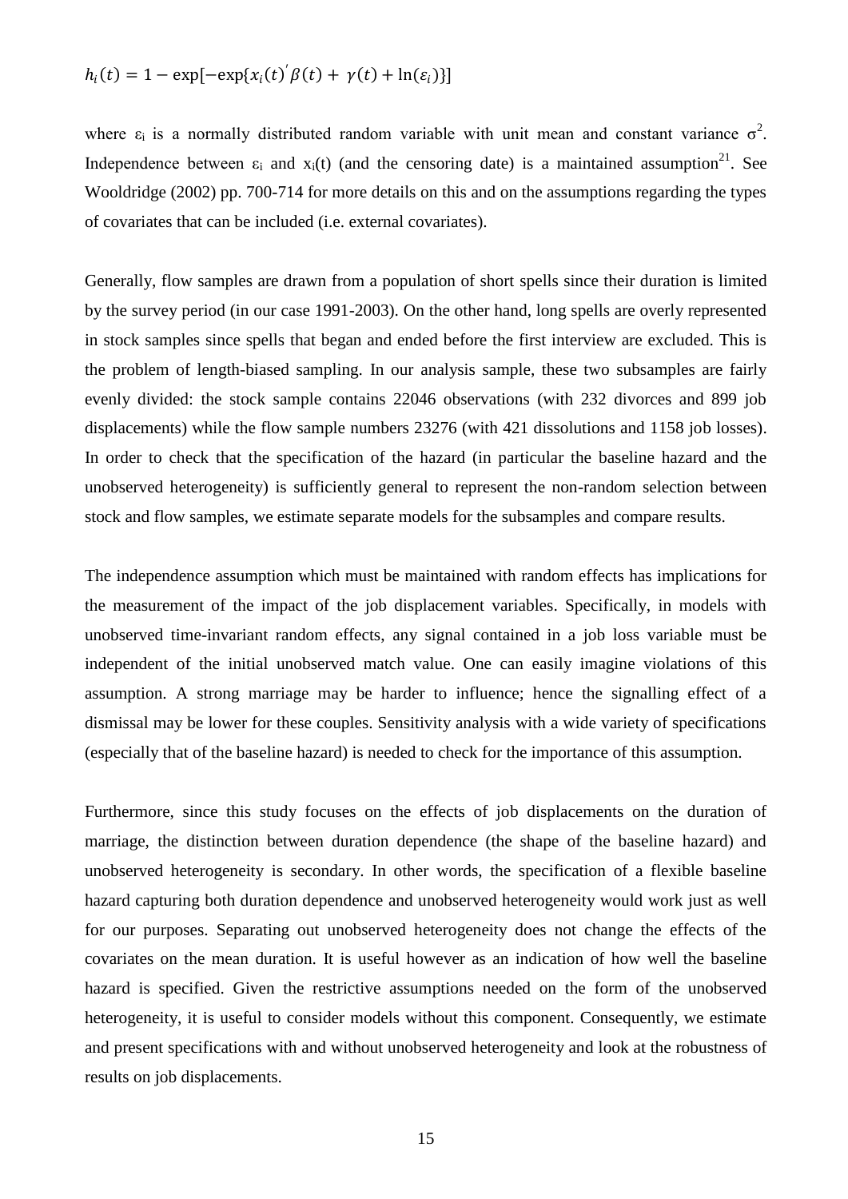$$h_i(t) = 1 - \exp[-\exp\{x_i(t)'\beta(t) + \gamma(t) + \ln(\varepsilon_i)\}]$$

where $\varepsilon_i$ is a normally distributed random variable with unit mean and constant variance $\sigma^2$. Independence between $\varepsilon_i$ and $x_i(t)$ (and the censoring date) is a maintained assumption[21]. See Wooldridge (2002) pp. 700-714 for more details on this and on the assumptions regarding the types of covariates that can be included (i.e. external covariates).

Generally, flow samples are drawn from a population of short spells since their duration is limited by the survey period (in our case 1991-2003). On the other hand, long spells are overly represented in stock samples since spells that began and ended before the first interview are excluded. This is the problem of length-biased sampling. In our analysis sample, these two subsamples are fairly evenly divided: the stock sample contains 22046 observations (with 232 divorces and 899 job displacements) while the flow sample numbers 23276 (with 421 dissolutions and 1158 job losses). In order to check that the specification of the hazard (in particular the baseline hazard and the unobserved heterogeneity) is sufficiently general to represent the non-random selection between stock and flow samples, we estimate separate models for the subsamples and compare results.

The independence assumption which must be maintained with random effects has implications for the measurement of the impact of the job displacement variables. Specifically, in models with unobserved time-invariant random effects, any signal contained in a job loss variable must be independent of the initial unobserved match value. One can easily imagine violations of this assumption. A strong marriage may be harder to influence; hence the signalling effect of a dismissal may be lower for these couples. Sensitivity analysis with a wide variety of specifications (especially that of the baseline hazard) is needed to check for the importance of this assumption.

Furthermore, since this study focuses on the effects of job displacements on the duration of marriage, the distinction between duration dependence (the shape of the baseline hazard) and unobserved heterogeneity is secondary. In other words, the specification of a flexible baseline hazard capturing both duration dependence and unobserved heterogeneity would work just as well for our purposes. Separating out unobserved heterogeneity does not change the effects of the covariates on the mean duration. It is useful however as an indication of how well the baseline hazard is specified. Given the restrictive assumptions needed on the form of the unobserved heterogeneity, it is useful to consider models without this component. Consequently, we estimate and present specifications with and without unobserved heterogeneity and look at the robustness of results on job displacements.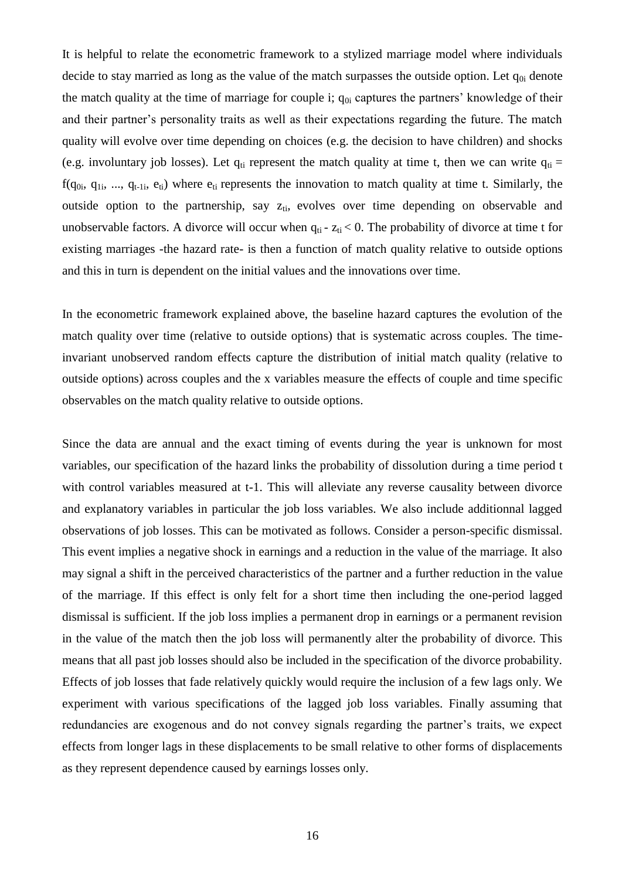It is helpful to relate the econometric framework to a stylized marriage model where individuals decide to stay married as long as the value of the match surpasses the outside option. Let $q_{0i}$ denote the match quality at the time of marriage for couple i; $q_{0i}$ captures the partners' knowledge of their and their partner's personality traits as well as their expectations regarding the future. The match quality will evolve over time depending on choices (e.g. the decision to have children) and shocks (e.g. involuntary job losses). Let $q_{ti}$ represent the match quality at time t, then we can write $q_{ti} = f(q_{0i}, q_{1i}, ..., q_{t-1i}, e_{ti})$ where $e_{ti}$ represents the innovation to match quality at time t. Similarly, the outside option to the partnership, say $z_{ti}$, evolves over time depending on observable and unobservable factors. A divorce will occur when $q_{ti} - z_{ti} < 0$. The probability of divorce at time t for existing marriages -the hazard rate- is then a function of match quality relative to outside options and this in turn is dependent on the initial values and the innovations over time.

In the econometric framework explained above, the baseline hazard captures the evolution of the match quality over time (relative to outside options) that is systematic across couples. The time-invariant unobserved random effects capture the distribution of initial match quality (relative to outside options) across couples and the x variables measure the effects of couple and time specific observables on the match quality relative to outside options.

Since the data are annual and the exact timing of events during the year is unknown for most variables, our specification of the hazard links the probability of dissolution during a time period t with control variables measured at t-1. This will alleviate any reverse causality between divorce and explanatory variables in particular the job loss variables. We also include additionnal lagged observations of job losses. This can be motivated as follows. Consider a person-specific dismissal. This event implies a negative shock in earnings and a reduction in the value of the marriage. It also may signal a shift in the perceived characteristics of the partner and a further reduction in the value of the marriage. If this effect is only felt for a short time then including the one-period lagged dismissal is sufficient. If the job loss implies a permanent drop in earnings or a permanent revision in the value of the match then the job loss will permanently alter the probability of divorce. This means that all past job losses should also be included in the specification of the divorce probability. Effects of job losses that fade relatively quickly would require the inclusion of a few lags only. We experiment with various specifications of the lagged job loss variables. Finally assuming that redundancies are exogenous and do not convey signals regarding the partner's traits, we expect effects from longer lags in these displacements to be small relative to other forms of displacements as they represent dependence caused by earnings losses only.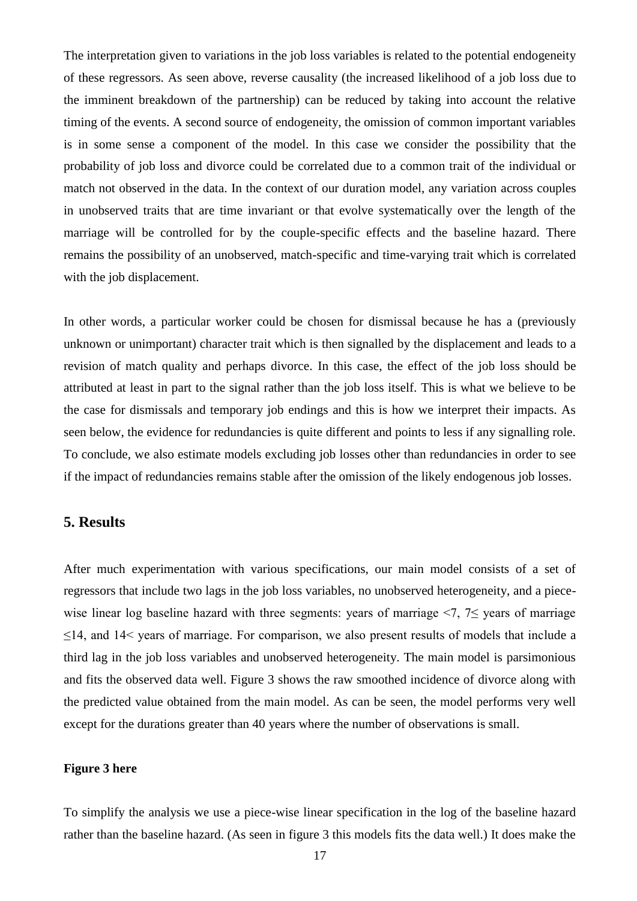The interpretation given to variations in the job loss variables is related to the potential endogeneity of these regressors. As seen above, reverse causality (the increased likelihood of a job loss due to the imminent breakdown of the partnership) can be reduced by taking into account the relative timing of the events. A second source of endogeneity, the omission of common important variables is in some sense a component of the model. In this case we consider the possibility that the probability of job loss and divorce could be correlated due to a common trait of the individual or match not observed in the data. In the context of our duration model, any variation across couples in unobserved traits that are time invariant or that evolve systematically over the length of the marriage will be controlled for by the couple-specific effects and the baseline hazard. There remains the possibility of an unobserved, match-specific and time-varying trait which is correlated with the job displacement.

In other words, a particular worker could be chosen for dismissal because he has a (previously unknown or unimportant) character trait which is then signalled by the displacement and leads to a revision of match quality and perhaps divorce. In this case, the effect of the job loss should be attributed at least in part to the signal rather than the job loss itself. This is what we believe to be the case for dismissals and temporary job endings and this is how we interpret their impacts. As seen below, the evidence for redundancies is quite different and points to less if any signalling role. To conclude, we also estimate models excluding job losses other than redundancies in order to see if the impact of redundancies remains stable after the omission of the likely endogenous job losses.

## 5. Results

After much experimentation with various specifications, our main model consists of a set of regressors that include two lags in the job loss variables, no unobserved heterogeneity, and a piece-wise linear log baseline hazard with three segments: years of marriage <7, 7≤ years of marriage ≤14, and 14< years of marriage. For comparison, we also present results of models that include a third lag in the job loss variables and unobserved heterogeneity. The main model is parsimonious and fits the observed data well. Figure 3 shows the raw smoothed incidence of divorce along with the predicted value obtained from the main model. As can be seen, the model performs very well except for the durations greater than 40 years where the number of observations is small.

**Figure 3 here**

To simplify the analysis we use a piece-wise linear specification in the log of the baseline hazard rather than the baseline hazard. (As seen in figure 3 this models fits the data well.) It does make the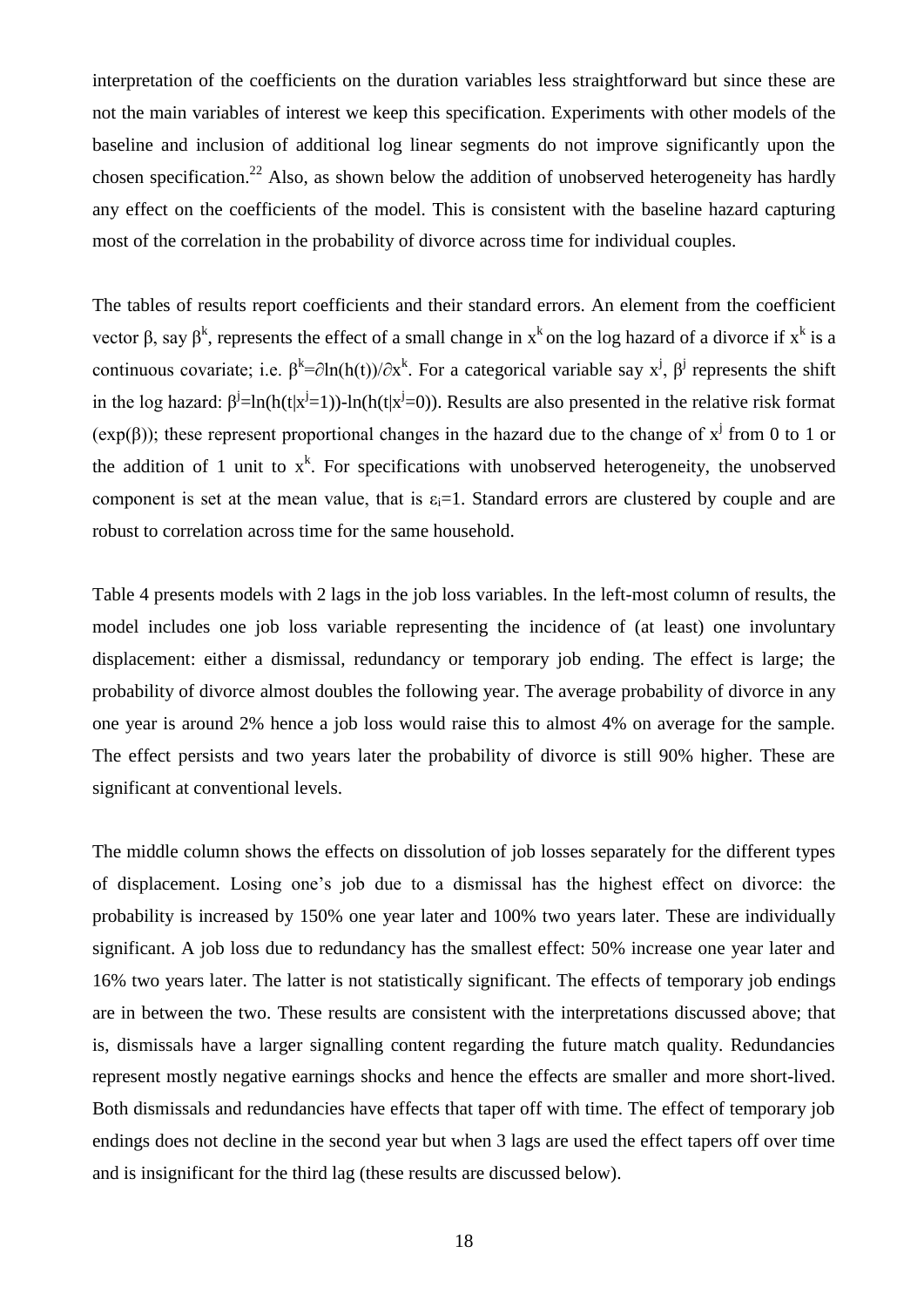interpretation of the coefficients on the duration variables less straightforward but since these are not the main variables of interest we keep this specification. Experiments with other models of the baseline and inclusion of additional log linear segments do not improve significantly upon the chosen specification.[22] Also, as shown below the addition of unobserved heterogeneity has hardly any effect on the coefficients of the model. This is consistent with the baseline hazard capturing most of the correlation in the probability of divorce across time for individual couples.

The tables of results report coefficients and their standard errors. An element from the coefficient vector β, say $\beta^k$, represents the effect of a small change in $x^k$ on the log hazard of a divorce if $x^k$ is a continuous covariate; i.e. $\beta^k=\partial \ln(h(t))/\partial x^k$. For a categorical variable say $x^j$, $\beta^j$ represents the shift in the log hazard: $\beta^j=\ln(h(t|x^j=1))-\ln(h(t|x^j=0))$. Results are also presented in the relative risk format ($\exp(\beta)$); these represent proportional changes in the hazard due to the change of $x^j$ from 0 to 1 or the addition of 1 unit to $x^k$. For specifications with unobserved heterogeneity, the unobserved component is set at the mean value, that is $\varepsilon_i=1$. Standard errors are clustered by couple and are robust to correlation across time for the same household.

Table 4 presents models with 2 lags in the job loss variables. In the left-most column of results, the model includes one job loss variable representing the incidence of (at least) one involuntary displacement: either a dismissal, redundancy or temporary job ending. The effect is large; the probability of divorce almost doubles the following year. The average probability of divorce in any one year is around 2% hence a job loss would raise this to almost 4% on average for the sample. The effect persists and two years later the probability of divorce is still 90% higher. These are significant at conventional levels.

The middle column shows the effects on dissolution of job losses separately for the different types of displacement. Losing one's job due to a dismissal has the highest effect on divorce: the probability is increased by 150% one year later and 100% two years later. These are individually significant. A job loss due to redundancy has the smallest effect: 50% increase one year later and 16% two years later. The latter is not statistically significant. The effects of temporary job endings are in between the two. These results are consistent with the interpretations discussed above; that is, dismissals have a larger signalling content regarding the future match quality. Redundancies represent mostly negative earnings shocks and hence the effects are smaller and more short-lived. Both dismissals and redundancies have effects that taper off with time. The effect of temporary job endings does not decline in the second year but when 3 lags are used the effect tapers off over time and is insignificant for the third lag (these results are discussed below).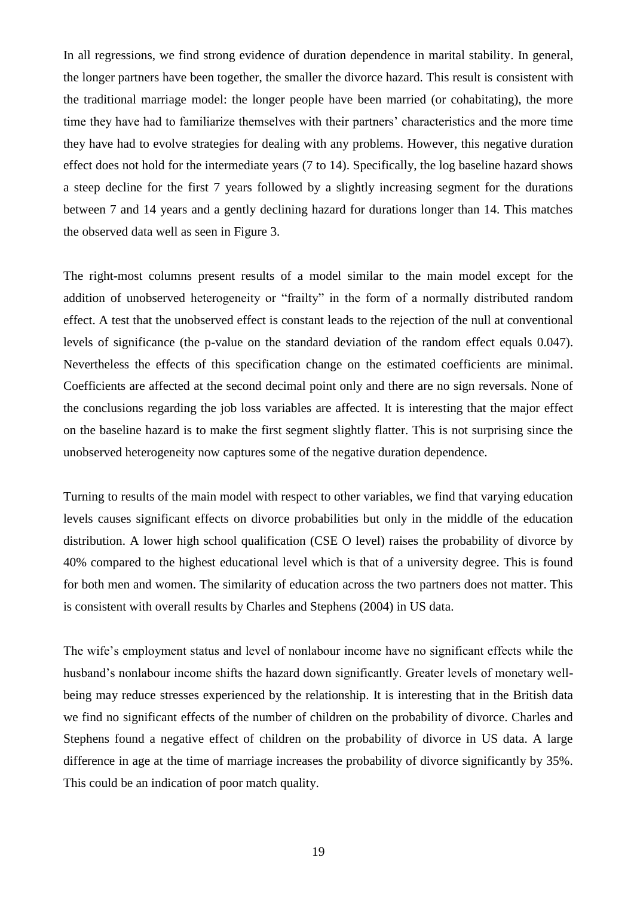In all regressions, we find strong evidence of duration dependence in marital stability. In general, the longer partners have been together, the smaller the divorce hazard. This result is consistent with the traditional marriage model: the longer people have been married (or cohabitating), the more time they have had to familiarize themselves with their partners' characteristics and the more time they have had to evolve strategies for dealing with any problems. However, this negative duration effect does not hold for the intermediate years (7 to 14). Specifically, the log baseline hazard shows a steep decline for the first 7 years followed by a slightly increasing segment for the durations between 7 and 14 years and a gently declining hazard for durations longer than 14. This matches the observed data well as seen in Figure 3.

The right-most columns present results of a model similar to the main model except for the addition of unobserved heterogeneity or "frailty" in the form of a normally distributed random effect. A test that the unobserved effect is constant leads to the rejection of the null at conventional levels of significance (the p-value on the standard deviation of the random effect equals 0.047). Nevertheless the effects of this specification change on the estimated coefficients are minimal. Coefficients are affected at the second decimal point only and there are no sign reversals. None of the conclusions regarding the job loss variables are affected. It is interesting that the major effect on the baseline hazard is to make the first segment slightly flatter. This is not surprising since the unobserved heterogeneity now captures some of the negative duration dependence.

Turning to results of the main model with respect to other variables, we find that varying education levels causes significant effects on divorce probabilities but only in the middle of the education distribution. A lower high school qualification (CSE O level) raises the probability of divorce by 40% compared to the highest educational level which is that of a university degree. This is found for both men and women. The similarity of education across the two partners does not matter. This is consistent with overall results by Charles and Stephens (2004) in US data.

The wife's employment status and level of nonlabour income have no significant effects while the husband's nonlabour income shifts the hazard down significantly. Greater levels of monetary well-being may reduce stresses experienced by the relationship. It is interesting that in the British data we find no significant effects of the number of children on the probability of divorce. Charles and Stephens found a negative effect of children on the probability of divorce in US data. A large difference in age at the time of marriage increases the probability of divorce significantly by 35%. This could be an indication of poor match quality.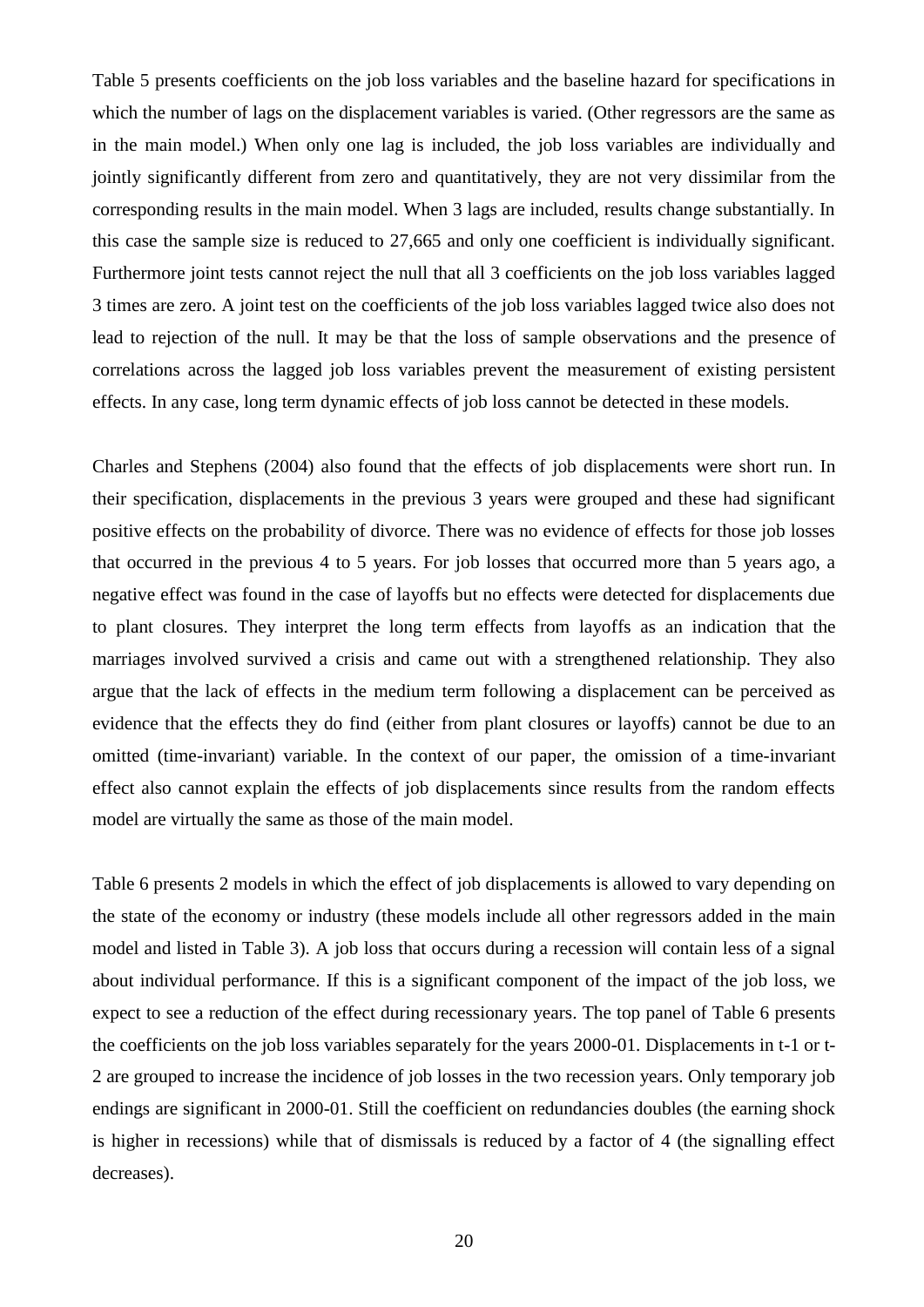Table 5 presents coefficients on the job loss variables and the baseline hazard for specifications in which the number of lags on the displacement variables is varied. (Other regressors are the same as in the main model.) When only one lag is included, the job loss variables are individually and jointly significantly different from zero and quantitatively, they are not very dissimilar from the corresponding results in the main model. When 3 lags are included, results change substantially. In this case the sample size is reduced to 27,665 and only one coefficient is individually significant. Furthermore joint tests cannot reject the null that all 3 coefficients on the job loss variables lagged 3 times are zero. A joint test on the coefficients of the job loss variables lagged twice also does not lead to rejection of the null. It may be that the loss of sample observations and the presence of correlations across the lagged job loss variables prevent the measurement of existing persistent effects. In any case, long term dynamic effects of job loss cannot be detected in these models.

Charles and Stephens (2004) also found that the effects of job displacements were short run. In their specification, displacements in the previous 3 years were grouped and these had significant positive effects on the probability of divorce. There was no evidence of effects for those job losses that occurred in the previous 4 to 5 years. For job losses that occurred more than 5 years ago, a negative effect was found in the case of layoffs but no effects were detected for displacements due to plant closures. They interpret the long term effects from layoffs as an indication that the marriages involved survived a crisis and came out with a strengthened relationship. They also argue that the lack of effects in the medium term following a displacement can be perceived as evidence that the effects they do find (either from plant closures or layoffs) cannot be due to an omitted (time-invariant) variable. In the context of our paper, the omission of a time-invariant effect also cannot explain the effects of job displacements since results from the random effects model are virtually the same as those of the main model.

Table 6 presents 2 models in which the effect of job displacements is allowed to vary depending on the state of the economy or industry (these models include all other regressors added in the main model and listed in Table 3). A job loss that occurs during a recession will contain less of a signal about individual performance. If this is a significant component of the impact of the job loss, we expect to see a reduction of the effect during recessionary years. The top panel of Table 6 presents the coefficients on the job loss variables separately for the years 2000-01. Displacements in t-1 or t-2 are grouped to increase the incidence of job losses in the two recession years. Only temporary job endings are significant in 2000-01. Still the coefficient on redundancies doubles (the earning shock is higher in recessions) while that of dismissals is reduced by a factor of 4 (the signalling effect decreases).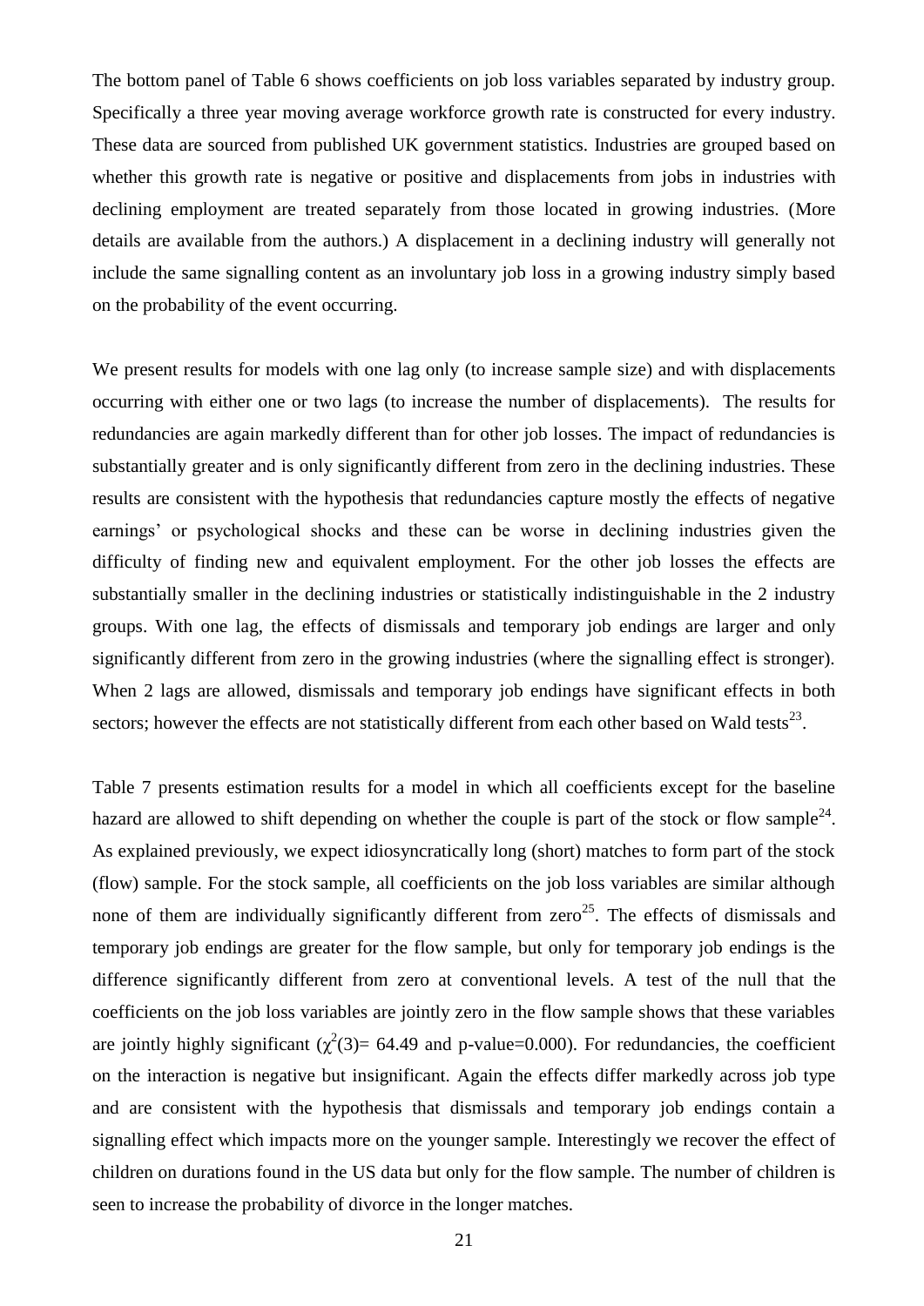The bottom panel of Table 6 shows coefficients on job loss variables separated by industry group. Specifically a three year moving average workforce growth rate is constructed for every industry. These data are sourced from published UK government statistics. Industries are grouped based on whether this growth rate is negative or positive and displacements from jobs in industries with declining employment are treated separately from those located in growing industries. (More details are available from the authors.) A displacement in a declining industry will generally not include the same signalling content as an involuntary job loss in a growing industry simply based on the probability of the event occurring.

We present results for models with one lag only (to increase sample size) and with displacements occurring with either one or two lags (to increase the number of displacements). The results for redundancies are again markedly different than for other job losses. The impact of redundancies is substantially greater and is only significantly different from zero in the declining industries. These results are consistent with the hypothesis that redundancies capture mostly the effects of negative earnings' or psychological shocks and these can be worse in declining industries given the difficulty of finding new and equivalent employment. For the other job losses the effects are substantially smaller in the declining industries or statistically indistinguishable in the 2 industry groups. With one lag, the effects of dismissals and temporary job endings are larger and only significantly different from zero in the growing industries (where the signalling effect is stronger). When 2 lags are allowed, dismissals and temporary job endings have significant effects in both sectors; however the effects are not statistically different from each other based on Wald tests[23].

Table 7 presents estimation results for a model in which all coefficients except for the baseline hazard are allowed to shift depending on whether the couple is part of the stock or flow sample[24]. As explained previously, we expect idiosyncratically long (short) matches to form part of the stock (flow) sample. For the stock sample, all coefficients on the job loss variables are similar although none of them are individually significantly different from zero[25]. The effects of dismissals and temporary job endings are greater for the flow sample, but only for temporary job endings is the difference significantly different from zero at conventional levels. A test of the null that the coefficients on the job loss variables are jointly zero in the flow sample shows that these variables are jointly highly significant ($\chi^2(3)$= 64.49 and p-value=0.000). For redundancies, the coefficient on the interaction is negative but insignificant. Again the effects differ markedly across job type and are consistent with the hypothesis that dismissals and temporary job endings contain a signalling effect which impacts more on the younger sample. Interestingly we recover the effect of children on durations found in the US data but only for the flow sample. The number of children is seen to increase the probability of divorce in the longer matches.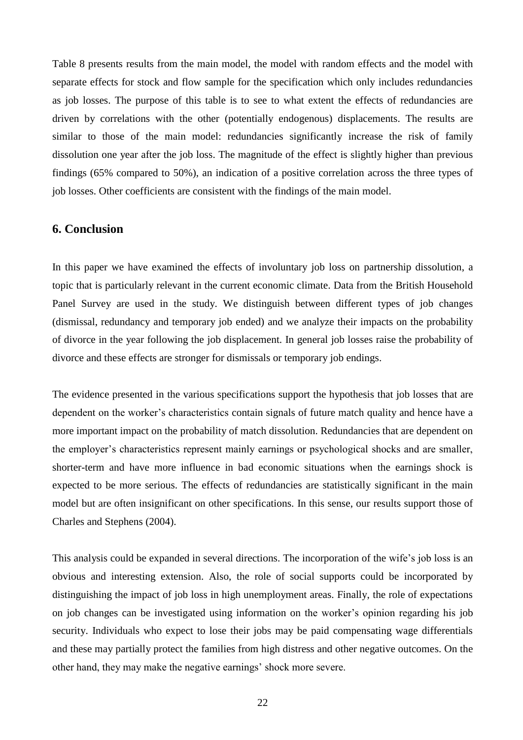Table 8 presents results from the main model, the model with random effects and the model with separate effects for stock and flow sample for the specification which only includes redundancies as job losses. The purpose of this table is to see to what extent the effects of redundancies are driven by correlations with the other (potentially endogenous) displacements. The results are similar to those of the main model: redundancies significantly increase the risk of family dissolution one year after the job loss. The magnitude of the effect is slightly higher than previous findings (65% compared to 50%), an indication of a positive correlation across the three types of job losses. Other coefficients are consistent with the findings of the main model.

## 6. Conclusion

In this paper we have examined the effects of involuntary job loss on partnership dissolution, a topic that is particularly relevant in the current economic climate. Data from the British Household Panel Survey are used in the study. We distinguish between different types of job changes (dismissal, redundancy and temporary job ended) and we analyze their impacts on the probability of divorce in the year following the job displacement. In general job losses raise the probability of divorce and these effects are stronger for dismissals or temporary job endings.

The evidence presented in the various specifications support the hypothesis that job losses that are dependent on the worker's characteristics contain signals of future match quality and hence have a more important impact on the probability of match dissolution. Redundancies that are dependent on the employer's characteristics represent mainly earnings or psychological shocks and are smaller, shorter-term and have more influence in bad economic situations when the earnings shock is expected to be more serious. The effects of redundancies are statistically significant in the main model but are often insignificant on other specifications. In this sense, our results support those of Charles and Stephens (2004).

This analysis could be expanded in several directions. The incorporation of the wife's job loss is an obvious and interesting extension. Also, the role of social supports could be incorporated by distinguishing the impact of job loss in high unemployment areas. Finally, the role of expectations on job changes can be investigated using information on the worker's opinion regarding his job security. Individuals who expect to lose their jobs may be paid compensating wage differentials and these may partially protect the families from high distress and other negative outcomes. On the other hand, they may make the negative earnings' shock more severe.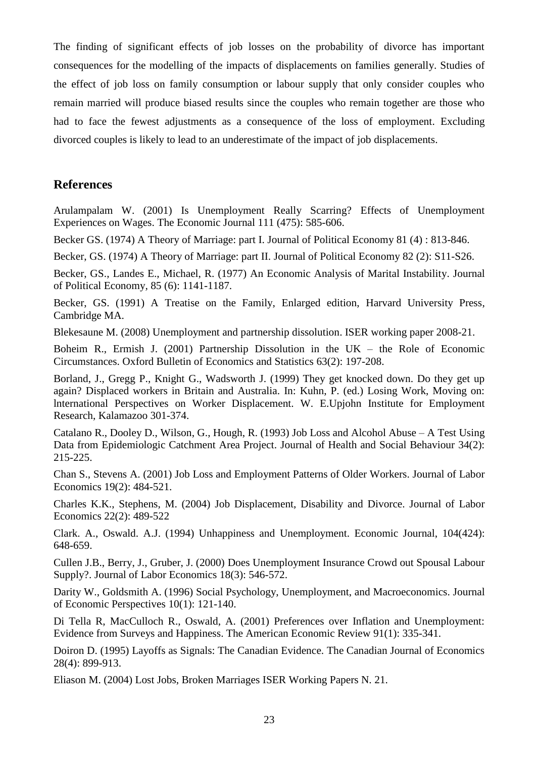The finding of significant effects of job losses on the probability of divorce has important consequences for the modelling of the impacts of displacements on families generally. Studies of the effect of job loss on family consumption or labour supply that only consider couples who remain married will produce biased results since the couples who remain together are those who had to face the fewest adjustments as a consequence of the loss of employment. Excluding divorced couples is likely to lead to an underestimate of the impact of job displacements.

## References

Arulampalam W. (2001) Is Unemployment Really Scarring? Effects of Unemployment Experiences on Wages. The Economic Journal 111 (475): 585-606.

Becker GS. (1974) A Theory of Marriage: part I. Journal of Political Economy 81 (4) : 813-846.

Becker, GS. (1974) A Theory of Marriage: part II. Journal of Political Economy 82 (2): S11-S26.

Becker, GS., Landes E., Michael, R. (1977) An Economic Analysis of Marital Instability. Journal of Political Economy, 85 (6): 1141-1187.

Becker, GS. (1991) A Treatise on the Family, Enlarged edition, Harvard University Press, Cambridge MA.

Blekesaune M. (2008) Unemployment and partnership dissolution. ISER working paper 2008-21.

Boheim R., Ermish J. (2001) Partnership Dissolution in the UK – the Role of Economic Circumstances. Oxford Bulletin of Economics and Statistics 63(2): 197-208.

Borland, J., Gregg P., Knight G., Wadsworth J. (1999) They get knocked down. Do they get up again? Displaced workers in Britain and Australia. In: Kuhn, P. (ed.) Losing Work, Moving on: lnternational Perspectives on Worker Displacement. W. E.Upjohn Institute for Employment Research, Kalamazoo 301-374.

Catalano R., Dooley D., Wilson, G., Hough, R. (1993) Job Loss and Alcohol Abuse – A Test Using Data from Epidemiologic Catchment Area Project. Journal of Health and Social Behaviour 34(2): 215-225.

Chan S., Stevens A. (2001) Job Loss and Employment Patterns of Older Workers. Journal of Labor Economics 19(2): 484-521.

Charles K.K., Stephens, M. (2004) Job Displacement, Disability and Divorce. Journal of Labor Economics 22(2): 489-522

Clark. A., Oswald. A.J. (1994) Unhappiness and Unemployment. Economic Journal, 104(424): 648-659.

Cullen J.B., Berry, J., Gruber, J. (2000) Does Unemployment Insurance Crowd out Spousal Labour Supply?. Journal of Labor Economics 18(3): 546-572.

Darity W., Goldsmith A. (1996) Social Psychology, Unemployment, and Macroeconomics. Journal of Economic Perspectives 10(1): 121-140.

Di Tella R, MacCulloch R., Oswald, A. (2001) Preferences over Inflation and Unemployment: Evidence from Surveys and Happiness. The American Economic Review 91(1): 335-341.

Doiron D. (1995) Layoffs as Signals: The Canadian Evidence. The Canadian Journal of Economics 28(4): 899-913.

Eliason M. (2004) Lost Jobs, Broken Marriages ISER Working Papers N. 21.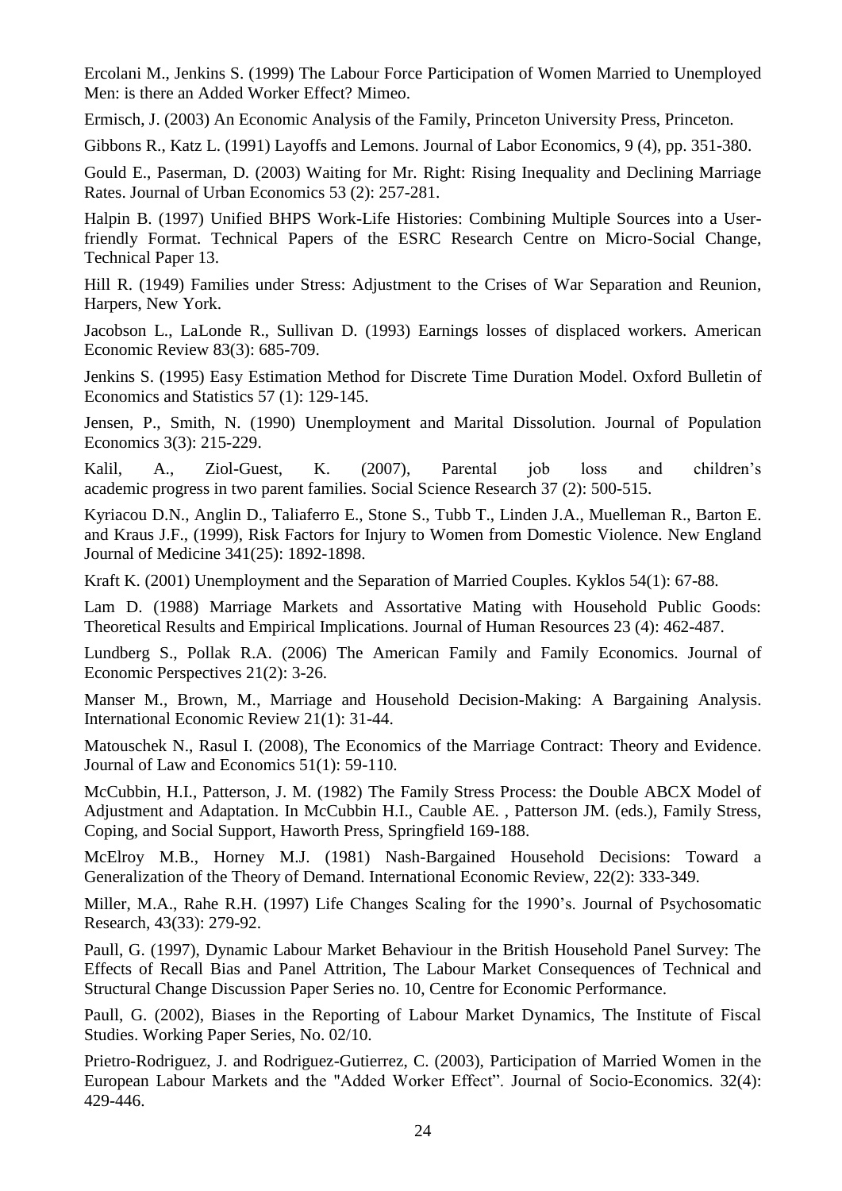Ercolani M., Jenkins S. (1999) The Labour Force Participation of Women Married to Unemployed Men: is there an Added Worker Effect? Mimeo.

Ermisch, J. (2003) An Economic Analysis of the Family, Princeton University Press, Princeton.

Gibbons R., Katz L. (1991) Layoffs and Lemons. Journal of Labor Economics, 9 (4), pp. 351-380.

Gould E., Paserman, D. (2003) Waiting for Mr. Right: Rising Inequality and Declining Marriage Rates. Journal of Urban Economics 53 (2): 257-281.

Halpin B. (1997) Unified BHPS Work-Life Histories: Combining Multiple Sources into a User-friendly Format. Technical Papers of the ESRC Research Centre on Micro-Social Change, Technical Paper 13.

Hill R. (1949) Families under Stress: Adjustment to the Crises of War Separation and Reunion, Harpers, New York.

Jacobson L., LaLonde R., Sullivan D. (1993) Earnings losses of displaced workers. American Economic Review 83(3): 685-709.

Jenkins S. (1995) Easy Estimation Method for Discrete Time Duration Model. Oxford Bulletin of Economics and Statistics 57 (1): 129-145.

Jensen, P., Smith, N. (1990) Unemployment and Marital Dissolution. Journal of Population Economics 3(3): 215-229.

Kalil, A., Ziol-Guest, K. (2007), Parental job loss and children's academic progress in two parent families. Social Science Research 37 (2): 500-515.

Kyriacou D.N., Anglin D., Taliaferro E., Stone S., Tubb T., Linden J.A., Muelleman R., Barton E. and Kraus J.F., (1999), Risk Factors for Injury to Women from Domestic Violence. New England Journal of Medicine 341(25): 1892-1898.

Kraft K. (2001) Unemployment and the Separation of Married Couples. Kyklos 54(1): 67-88.

Lam D. (1988) Marriage Markets and Assortative Mating with Household Public Goods: Theoretical Results and Empirical Implications. Journal of Human Resources 23 (4): 462-487.

Lundberg S., Pollak R.A. (2006) The American Family and Family Economics. Journal of Economic Perspectives 21(2): 3-26.

Manser M., Brown, M., Marriage and Household Decision-Making: A Bargaining Analysis. International Economic Review 21(1): 31-44.

Matouschek N., Rasul I. (2008), The Economics of the Marriage Contract: Theory and Evidence. Journal of Law and Economics 51(1): 59-110.

McCubbin, H.I., Patterson, J. M. (1982) The Family Stress Process: the Double ABCX Model of Adjustment and Adaptation. In McCubbin H.I., Cauble AE. , Patterson JM. (eds.), Family Stress, Coping, and Social Support, Haworth Press, Springfield 169-188.

McElroy M.B., Horney M.J. (1981) Nash-Bargained Household Decisions: Toward a Generalization of the Theory of Demand. International Economic Review, 22(2): 333-349.

Miller, M.A., Rahe R.H. (1997) Life Changes Scaling for the 1990's. Journal of Psychosomatic Research, 43(33): 279-92.

Paull, G. (1997), Dynamic Labour Market Behaviour in the British Household Panel Survey: The Effects of Recall Bias and Panel Attrition, The Labour Market Consequences of Technical and Structural Change Discussion Paper Series no. 10, Centre for Economic Performance.

Paull, G. (2002), Biases in the Reporting of Labour Market Dynamics, The Institute of Fiscal Studies. Working Paper Series, No. 02/10.

Prietro-Rodriguez, J. and Rodriguez-Gutierrez, C. (2003), Participation of Married Women in the European Labour Markets and the "Added Worker Effect". Journal of Socio-Economics. 32(4): 429-446.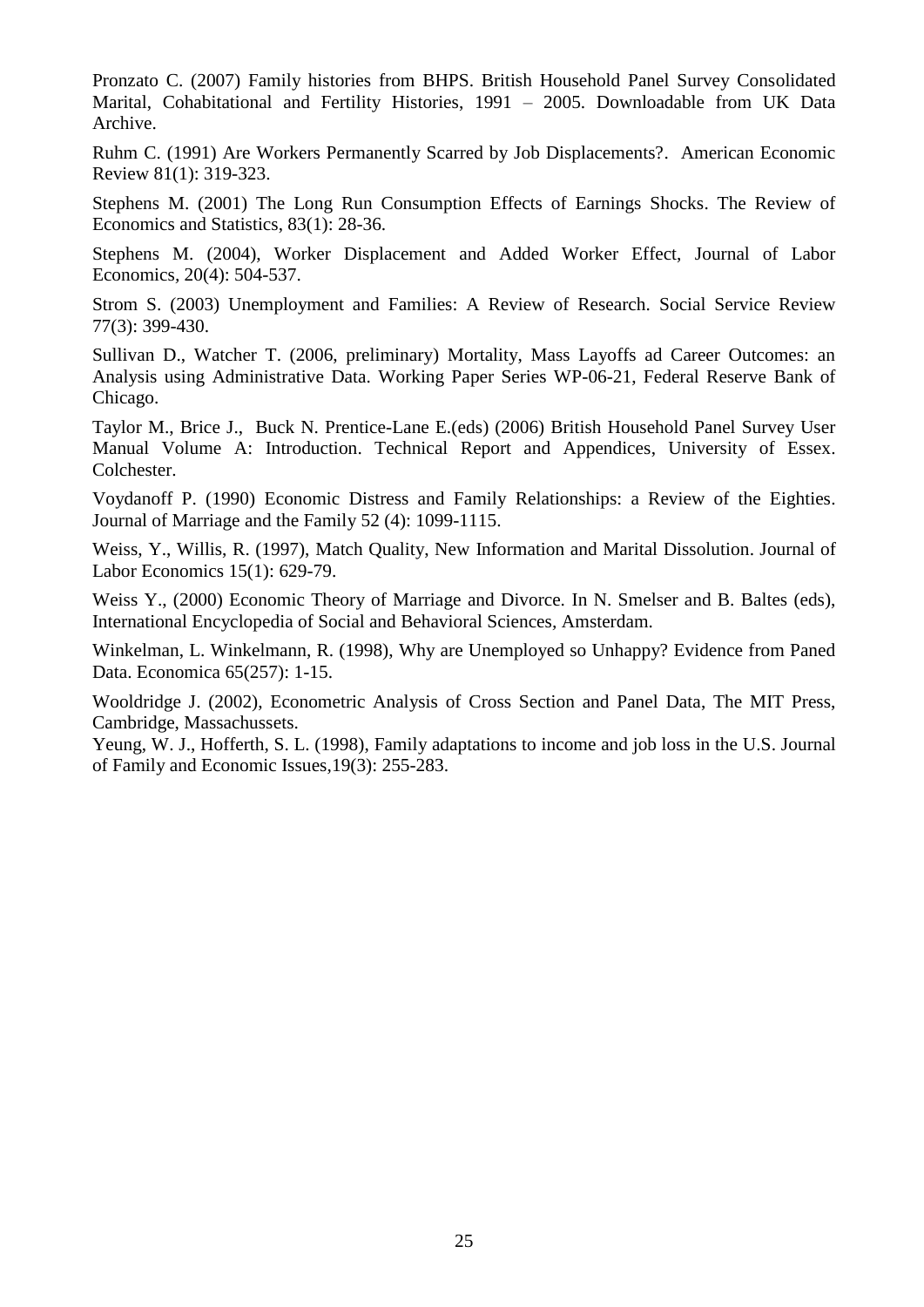Pronzato C. (2007) Family histories from BHPS. British Household Panel Survey Consolidated Marital, Cohabitational and Fertility Histories, 1991 – 2005. Downloadable from UK Data Archive.

Ruhm C. (1991) Are Workers Permanently Scarred by Job Displacements?. American Economic Review 81(1): 319-323.

Stephens M. (2001) The Long Run Consumption Effects of Earnings Shocks. The Review of Economics and Statistics, 83(1): 28-36.

Stephens M. (2004), Worker Displacement and Added Worker Effect, Journal of Labor Economics, 20(4): 504-537.

Strom S. (2003) Unemployment and Families: A Review of Research. Social Service Review 77(3): 399-430.

Sullivan D., Watcher T. (2006, preliminary) Mortality, Mass Layoffs ad Career Outcomes: an Analysis using Administrative Data. Working Paper Series WP-06-21, Federal Reserve Bank of Chicago.

Taylor M., Brice J., Buck N. Prentice-Lane E.(eds) (2006) British Household Panel Survey User Manual Volume A: Introduction. Technical Report and Appendices, University of Essex. Colchester.

Voydanoff P. (1990) Economic Distress and Family Relationships: a Review of the Eighties. Journal of Marriage and the Family 52 (4): 1099-1115.

Weiss, Y., Willis, R. (1997), Match Quality, New Information and Marital Dissolution. Journal of Labor Economics 15(1): 629-79.

Weiss Y., (2000) Economic Theory of Marriage and Divorce. In N. Smelser and B. Baltes (eds), International Encyclopedia of Social and Behavioral Sciences, Amsterdam.

Winkelman, L. Winkelmann, R. (1998), Why are Unemployed so Unhappy? Evidence from Paned Data. Economica 65(257): 1-15.

Wooldridge J. (2002), Econometric Analysis of Cross Section and Panel Data, The MIT Press, Cambridge, Massachussets.

Yeung, W. J., Hofferth, S. L. (1998), Family adaptations to income and job loss in the U.S. Journal of Family and Economic Issues,19(3): 255-283.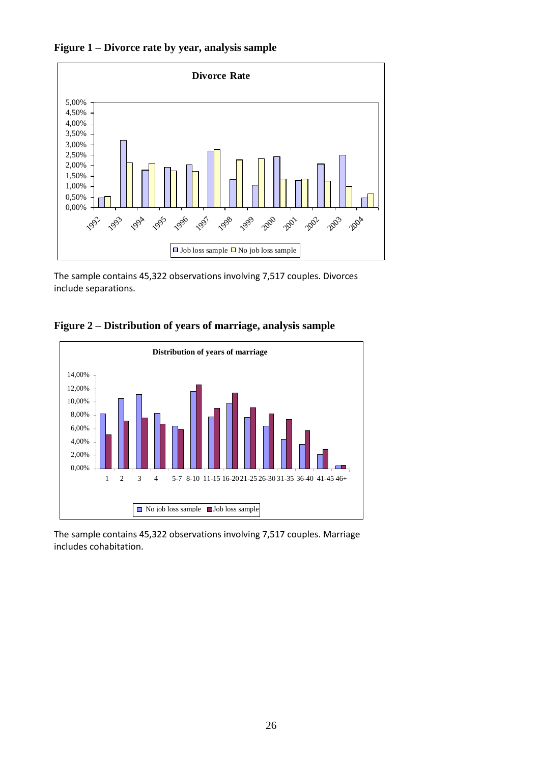**Figure 1 – Divorce rate by year, analysis sample**

The sample contains 45,322 observations involving 7,517 couples. Divorces include separations.

**Figure 2 – Distribution of years of marriage, analysis sample**

The sample contains 45,322 observations involving 7,517 couples. Marriage includes cohabitation.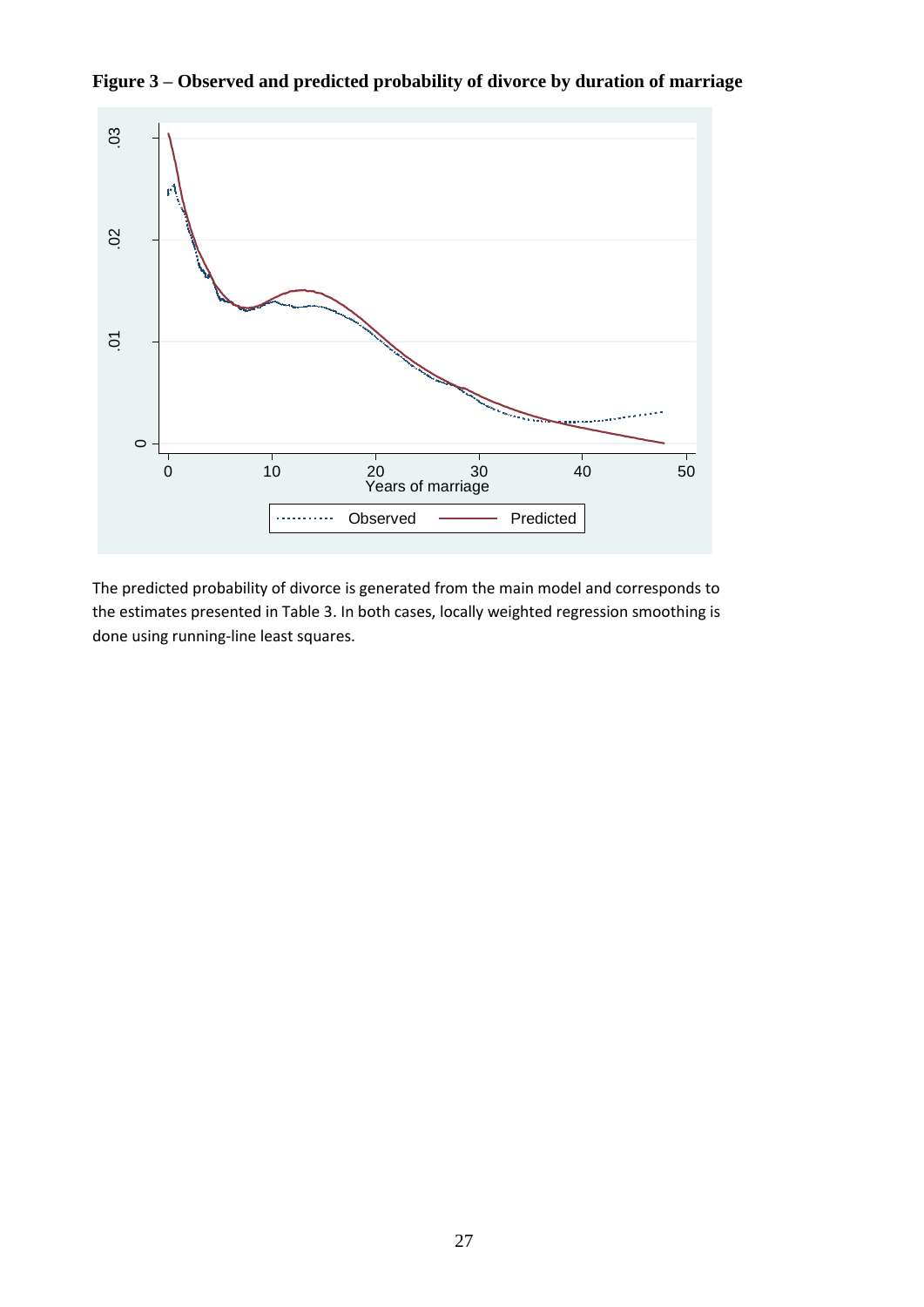**Figure 3 – Observed and predicted probability of divorce by duration of marriage**

The predicted probability of divorce is generated from the main model and corresponds to the estimates presented in Table 3. In both cases, locally weighted regression smoothing is done using running-line least squares.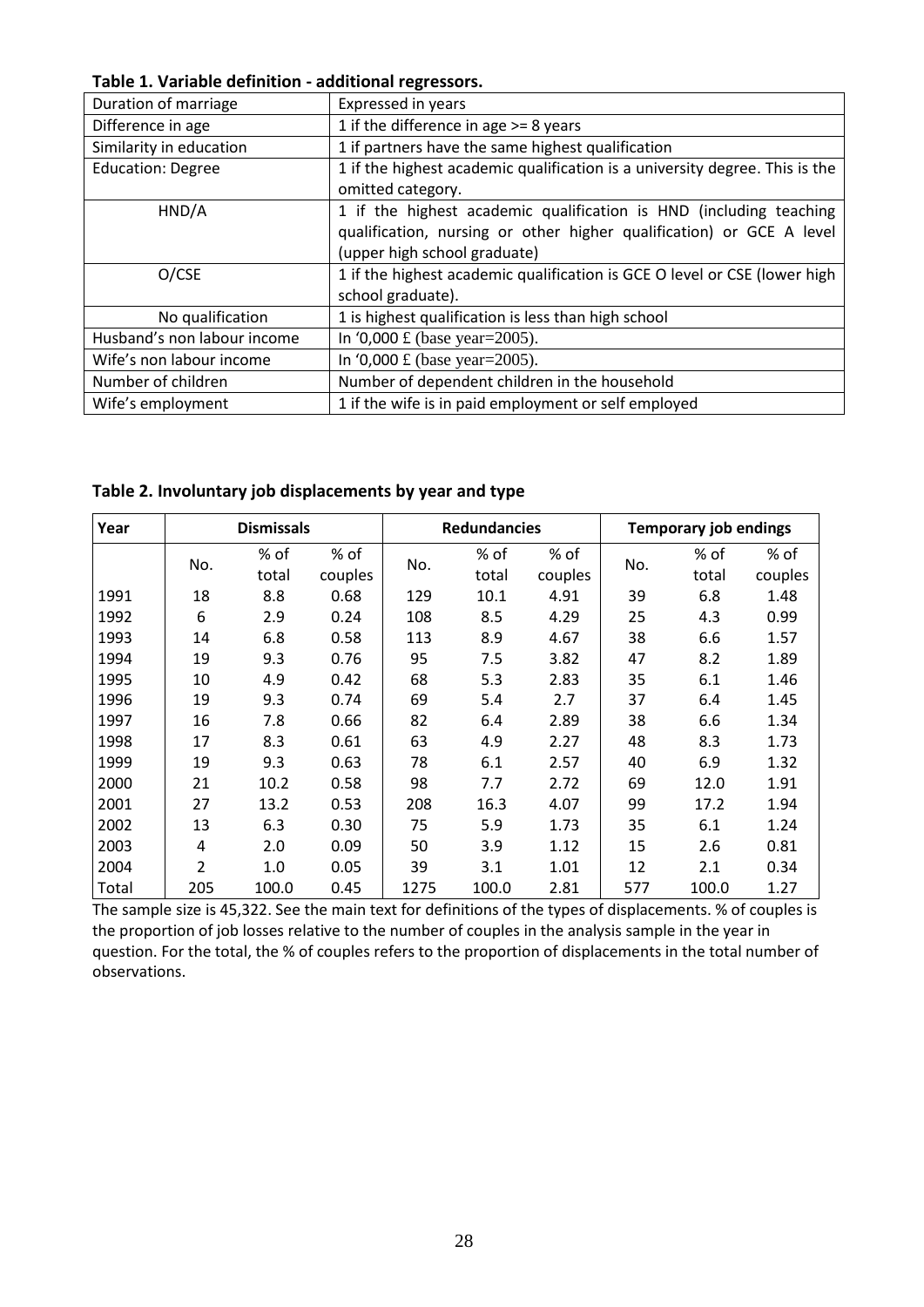**Table 1. Variable definition - additional regressors.**

| | |
|---|---|
| Duration of marriage | Expressed in years |
| Difference in age | 1 if the difference in age >= 8 years |
| Similarity in education | 1 if partners have the same highest qualification |
| Education: Degree | 1 if the highest academic qualification is a university degree. This is the omitted category. |
| HND/A | 1 if the highest academic qualification is HND (including teaching qualification, nursing or other higher qualification) or GCE A level (upper high school graduate) |
| O/CSE | 1 if the highest academic qualification is GCE O level or CSE (lower high school graduate). |
| No qualification | 1 is highest qualification is less than high school |
| Husband's non labour income | In '0,000 £ (base year=2005). |
| Wife's non labour income | In '0,000 £ (base year=2005). |
| Number of children | Number of dependent children in the household |
| Wife's employment | 1 if the wife is in paid employment or self employed |

**Table 2. Involuntary job displacements by year and type**

| Year | Dismissals | | | Redundancies | | | Temporary job endings | | |
|---|---|---|---|---|---|---|---|---|---|
| | No. | % of total | % of couples | No. | % of total | % of couples | No. | % of total | % of couples |
| 1991 | 18 | 8.8 | 0.68 | 129 | 10.1 | 4.91 | 39 | 6.8 | 1.48 |
| 1992 | 6 | 2.9 | 0.24 | 108 | 8.5 | 4.29 | 25 | 4.3 | 0.99 |
| 1993 | 14 | 6.8 | 0.58 | 113 | 8.9 | 4.67 | 38 | 6.6 | 1.57 |
| 1994 | 19 | 9.3 | 0.76 | 95 | 7.5 | 3.82 | 47 | 8.2 | 1.89 |
| 1995 | 10 | 4.9 | 0.42 | 68 | 5.3 | 2.83 | 35 | 6.1 | 1.46 |
| 1996 | 19 | 9.3 | 0.74 | 69 | 5.4 | 2.7 | 37 | 6.4 | 1.45 |
| 1997 | 16 | 7.8 | 0.66 | 82 | 6.4 | 2.89 | 38 | 6.6 | 1.34 |
| 1998 | 17 | 8.3 | 0.61 | 63 | 4.9 | 2.27 | 48 | 8.3 | 1.73 |
| 1999 | 19 | 9.3 | 0.63 | 78 | 6.1 | 2.57 | 40 | 6.9 | 1.32 |
| 2000 | 21 | 10.2 | 0.58 | 98 | 7.7 | 2.72 | 69 | 12.0 | 1.91 |
| 2001 | 27 | 13.2 | 0.53 | 208 | 16.3 | 4.07 | 99 | 17.2 | 1.94 |
| 2002 | 13 | 6.3 | 0.30 | 75 | 5.9 | 1.73 | 35 | 6.1 | 1.24 |
| 2003 | 4 | 2.0 | 0.09 | 50 | 3.9 | 1.12 | 15 | 2.6 | 0.81 |
| 2004 | 2 | 1.0 | 0.05 | 39 | 3.1 | 1.01 | 12 | 2.1 | 0.34 |
| Total | 205 | 100.0 | 0.45 | 1275 | 100.0 | 2.81 | 577 | 100.0 | 1.27 |

The sample size is 45,322. See the main text for definitions of the types of displacements. % of couples is the proportion of job losses relative to the number of couples in the analysis sample in the year in question. For the total, the % of couples refers to the proportion of displacements in the total number of observations.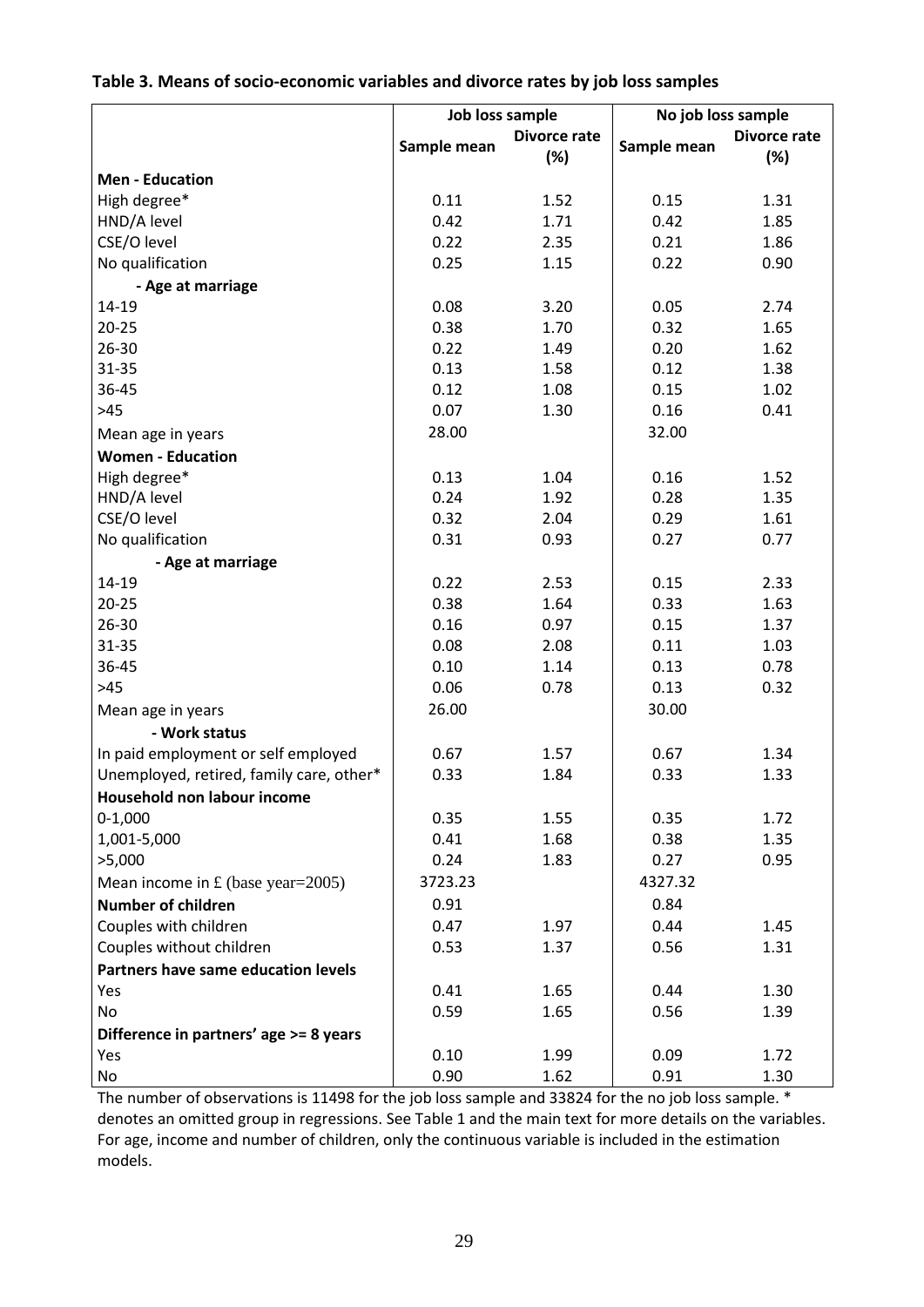**Table 3. Means of socio-economic variables and divorce rates by job loss samples**

| | Job loss sample | | No job loss sample | |
|---|---|---|---|---|
| | Sample mean | Divorce rate (%) | Sample mean | Divorce rate (%) |
| **Men - Education** | | | | |
| High degree* | 0.11 | 1.52 | 0.15 | 1.31 |
| HND/A level | 0.42 | 1.71 | 0.42 | 1.85 |
| CSE/O level | 0.22 | 2.35 | 0.21 | 1.86 |
| No qualification | 0.25 | 1.15 | 0.22 | 0.90 |
| **- Age at marriage** | | | | |
| 14-19 | 0.08 | 3.20 | 0.05 | 2.74 |
| 20-25 | 0.38 | 1.70 | 0.32 | 1.65 |
| 26-30 | 0.22 | 1.49 | 0.20 | 1.62 |
| 31-35 | 0.13 | 1.58 | 0.12 | 1.38 |
| 36-45 | 0.12 | 1.08 | 0.15 | 1.02 |
| >45 | 0.07 | 1.30 | 0.16 | 0.41 |
| Mean age in years | 28.00 | | 32.00 | |
| **Women - Education** | | | | |
| High degree* | 0.13 | 1.04 | 0.16 | 1.52 |
| HND/A level | 0.24 | 1.92 | 0.28 | 1.35 |
| CSE/O level | 0.32 | 2.04 | 0.29 | 1.61 |
| No qualification | 0.31 | 0.93 | 0.27 | 0.77 |
| **- Age at marriage** | | | | |
| 14-19 | 0.22 | 2.53 | 0.15 | 2.33 |
| 20-25 | 0.38 | 1.64 | 0.33 | 1.63 |
| 26-30 | 0.16 | 0.97 | 0.15 | 1.37 |
| 31-35 | 0.08 | 2.08 | 0.11 | 1.03 |
| 36-45 | 0.10 | 1.14 | 0.13 | 0.78 |
| >45 | 0.06 | 0.78 | 0.13 | 0.32 |
| Mean age in years | 26.00 | | 30.00 | |
| **- Work status** | | | | |
| In paid employment or self employed | 0.67 | 1.57 | 0.67 | 1.34 |
| Unemployed, retired, family care, other* | 0.33 | 1.84 | 0.33 | 1.33 |
| **Household non labour income** | | | | |
| 0-1,000 | 0.35 | 1.55 | 0.35 | 1.72 |
| 1,001-5,000 | 0.41 | 1.68 | 0.38 | 1.35 |
| >5,000 | 0.24 | 1.83 | 0.27 | 0.95 |
| Mean income in £ (base year=2005) | 3723.23 | | 4327.32 | |
| **Number of children** | 0.91 | | 0.84 | |
| Couples with children | 0.47 | 1.97 | 0.44 | 1.45 |
| Couples without children | 0.53 | 1.37 | 0.56 | 1.31 |
| **Partners have same education levels** | | | | |
| Yes | 0.41 | 1.65 | 0.44 | 1.30 |
| No | 0.59 | 1.65 | 0.56 | 1.39 |
| **Difference in partners' age >= 8 years** | | | | |
| Yes | 0.10 | 1.99 | 0.09 | 1.72 |
| No | 0.90 | 1.62 | 0.91 | 1.30 |

The number of observations is 11498 for the job loss sample and 33824 for the no job loss sample. * denotes an omitted group in regressions. See Table 1 and the main text for more details on the variables. For age, income and number of children, only the continuous variable is included in the estimation models.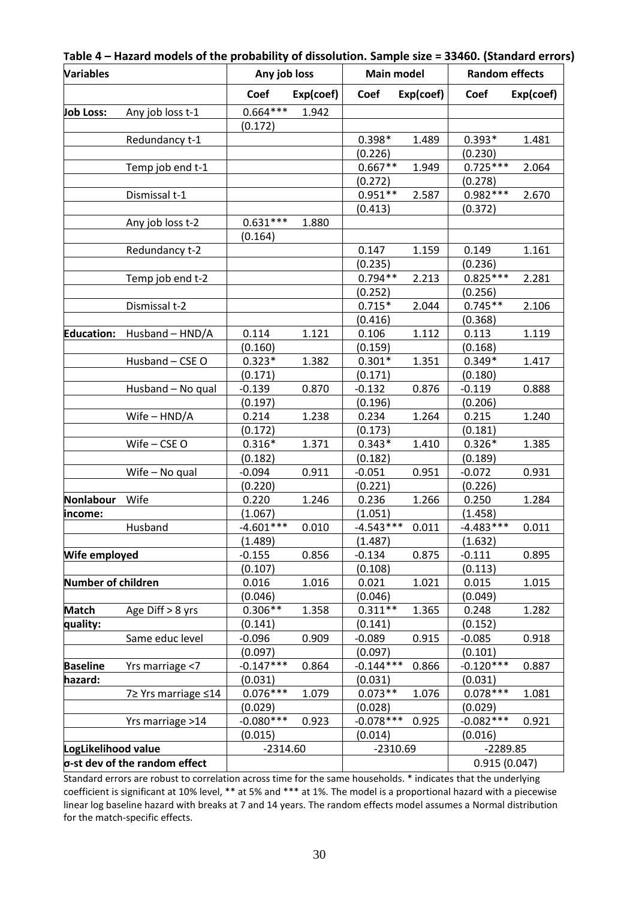**Table 4 – Hazard models of the probability of dissolution. Sample size = 33460. (Standard errors)**

| Variables | | Any job loss | | Main model | | Random effects | |
|---|---|---|---|---|---|---|---|
| | | Coef | Exp(coef) | Coef | Exp(coef) | Coef | Exp(coef) |
| **Job Loss:** | Any job loss t-1 | 0.664*** | 1.942 | | | | |
| | | (0.172) | | | | | |
| | Redundancy t-1 | | | 0.398* | 1.489 | 0.393* | 1.481 |
| | | | | (0.226) | | (0.230) | |
| | Temp job end t-1 | | | 0.667** | 1.949 | 0.725*** | 2.064 |
| | | | | (0.272) | | (0.278) | |
| | Dismissal t-1 | | | 0.951** | 2.587 | 0.982*** | 2.670 |
| | | | | (0.413) | | (0.372) | |
| | Any job loss t-2 | 0.631*** | 1.880 | | | | |
| | | (0.164) | | | | | |
| | Redundancy t-2 | | | 0.147 | 1.159 | 0.149 | 1.161 |
| | | | | (0.235) | | (0.236) | |
| | Temp job end t-2 | | | 0.794** | 2.213 | 0.825*** | 2.281 |
| | | | | (0.252) | | (0.256) | |
| | Dismissal t-2 | | | 0.715* | 2.044 | 0.745** | 2.106 |
| | | | | (0.416) | | (0.368) | |
| **Education:** | Husband – HND/A | 0.114 | 1.121 | 0.106 | 1.112 | 0.113 | 1.119 |
| | | (0.160) | | (0.159) | | (0.168) | |
| | Husband – CSE O | 0.323* | 1.382 | 0.301* | 1.351 | 0.349* | 1.417 |
| | | (0.171) | | (0.171) | | (0.180) | |
| | Husband – No qual | -0.139 | 0.870 | -0.132 | 0.876 | -0.119 | 0.888 |
| | | (0.197) | | (0.196) | | (0.206) | |
| | Wife – HND/A | 0.214 | 1.238 | 0.234 | 1.264 | 0.215 | 1.240 |
| | | (0.172) | | (0.173) | | (0.181) | |
| | Wife – CSE O | 0.316* | 1.371 | 0.343* | 1.410 | 0.326* | 1.385 |
| | | (0.182) | | (0.182) | | (0.189) | |
| | Wife – No qual | -0.094 | 0.911 | -0.051 | 0.951 | -0.072 | 0.931 |
| | | (0.220) | | (0.221) | | (0.226) | |
| **Nonlabour income:** | Wife | 0.220 | 1.246 | 0.236 | 1.266 | 0.250 | 1.284 |
| | | (1.067) | | (1.051) | | (1.458) | |
| | Husband | -4.601*** | 0.010 | -4.543*** | 0.011 | -4.483*** | 0.011 |
| | | (1.489) | | (1.487) | | (1.632) | |
| **Wife employed** | | -0.155 | 0.856 | -0.134 | 0.875 | -0.111 | 0.895 |
| | | (0.107) | | (0.108) | | (0.113) | |
| **Number of children** | | 0.016 | 1.016 | 0.021 | 1.021 | 0.015 | 1.015 |
| | | (0.046) | | (0.046) | | (0.049) | |
| **Match quality:** | Age Diff > 8 yrs | 0.306** | 1.358 | 0.311** | 1.365 | 0.248 | 1.282 |
| | | (0.141) | | (0.141) | | (0.152) | |
| | Same educ level | -0.096 | 0.909 | -0.089 | 0.915 | -0.085 | 0.918 |
| | | (0.097) | | (0.097) | | (0.101) | |
| **Baseline hazard:** | Yrs marriage <7 | -0.147*** | 0.864 | -0.144*** | 0.866 | -0.120*** | 0.887 |
| | | (0.031) | | (0.031) | | (0.031) | |
| | 7≥ Yrs marriage ≤14 | 0.076*** | 1.079 | 0.073** | 1.076 | 0.078*** | 1.081 |
| | | (0.029) | | (0.028) | | (0.029) | |
| | Yrs marriage >14 | -0.080*** | 0.923 | -0.078*** | 0.925 | -0.082*** | 0.921 |
| | | (0.015) | | (0.014) | | (0.016) | |
| **LogLikelihood value** | | -2314.60 | | -2310.69 | | -2289.85 | |
| **σ-st dev of the random effect** | | | | | | 0.915 (0.047) | |

Standard errors are robust to correlation across time for the same households. * indicates that the underlying coefficient is significant at 10% level, ** at 5% and *** at 1%. The model is a proportional hazard with a piecewise linear log baseline hazard with breaks at 7 and 14 years. The random effects model assumes a Normal distribution for the match-specific effects.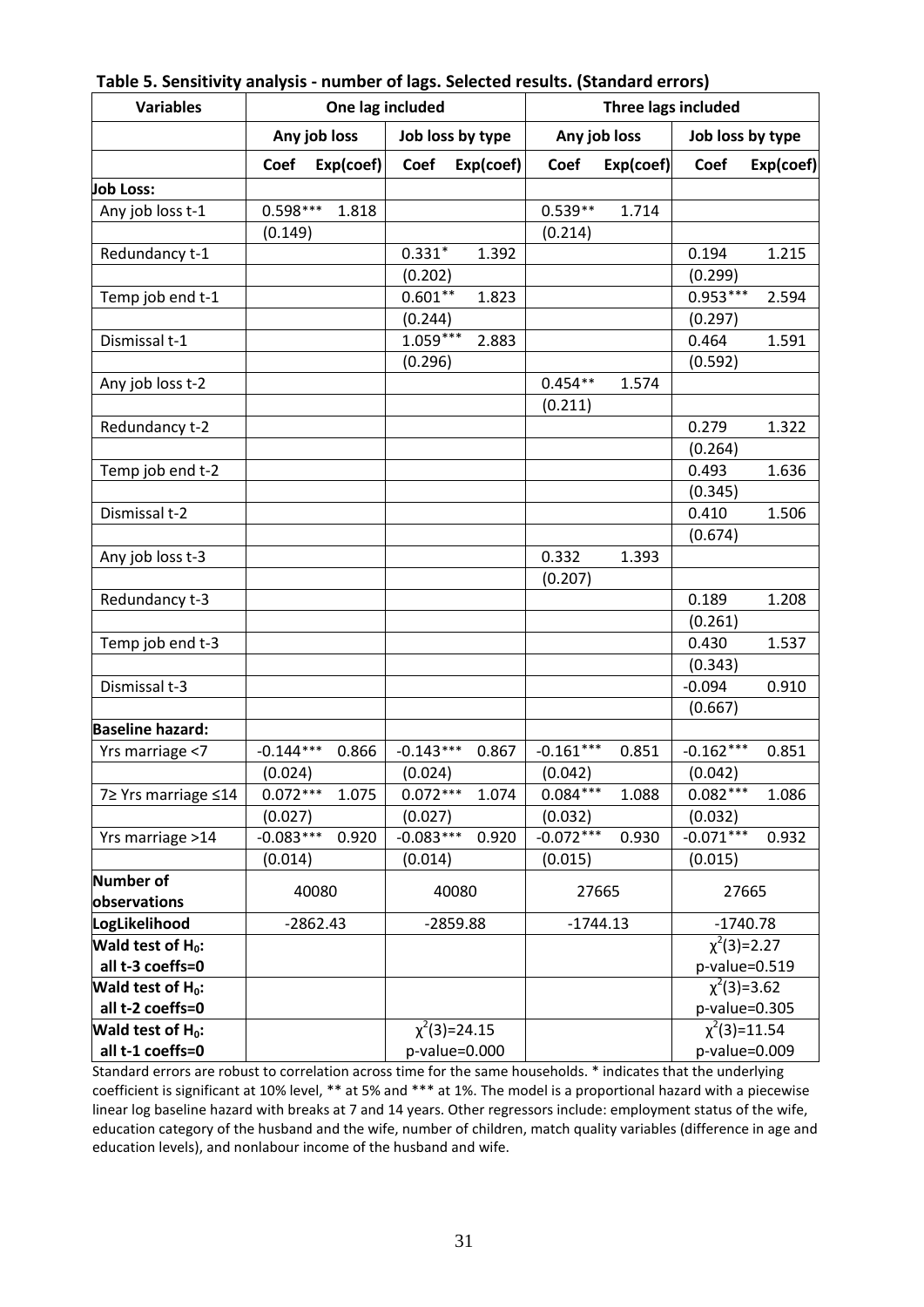**Table 5. Sensitivity analysis - number of lags. Selected results. (Standard errors)**

| Variables | One lag included | | | | Three lags included | | | |
|---|---|---|---|---|---|---|---|---|
| | Any job loss | | Job loss by type | | Any job loss | | Job loss by type | |
| | Coef | Exp(coef) | Coef | Exp(coef) | Coef | Exp(coef) | Coef | Exp(coef) |
| **Job Loss:** | | | | | | | | |
| Any job loss t-1 | 0.598*** | 1.818 | | | 0.539** | 1.714 | | |
| | (0.149) | | | | (0.214) | | | |
| Redundancy t-1 | | | 0.331* | 1.392 | | | 0.194 | 1.215 |
| | | | (0.202) | | | | (0.299) | |
| Temp job end t-1 | | | 0.601** | 1.823 | | | 0.953*** | 2.594 |
| | | | (0.244) | | | | (0.297) | |
| Dismissal t-1 | | | 1.059*** | 2.883 | | | 0.464 | 1.591 |
| | | | (0.296) | | | | (0.592) | |
| Any job loss t-2 | | | | | 0.454** | 1.574 | | |
| | | | | | (0.211) | | | |
| Redundancy t-2 | | | | | | | 0.279 | 1.322 |
| | | | | | | | (0.264) | |
| Temp job end t-2 | | | | | | | 0.493 | 1.636 |
| | | | | | | | (0.345) | |
| Dismissal t-2 | | | | | | | 0.410 | 1.506 |
| | | | | | | | (0.674) | |
| Any job loss t-3 | | | | | 0.332 | 1.393 | | |
| | | | | | (0.207) | | | |
| Redundancy t-3 | | | | | | | 0.189 | 1.208 |
| | | | | | | | (0.261) | |
| Temp job end t-3 | | | | | | | 0.430 | 1.537 |
| | | | | | | | (0.343) | |
| Dismissal t-3 | | | | | | | -0.094 | 0.910 |
| | | | | | | | (0.667) | |
| **Baseline hazard:** | | | | | | | | |
| Yrs marriage <7 | -0.144*** | 0.866 | -0.143*** | 0.867 | -0.161*** | 0.851 | -0.162*** | 0.851 |
| | (0.024) | | (0.024) | | (0.042) | | (0.042) | |
| 7≥ Yrs marriage ≤14 | 0.072*** | 1.075 | 0.072*** | 1.074 | 0.084*** | 1.088 | 0.082*** | 1.086 |
| | (0.027) | | (0.027) | | (0.032) | | (0.032) | |
| Yrs marriage >14 | -0.083*** | 0.920 | -0.083*** | 0.920 | -0.072*** | 0.930 | -0.071*** | 0.932 |
| | (0.014) | | (0.014) | | (0.015) | | (0.015) | |
| **Number of observations** | 40080 | | 40080 | | 27665 | | 27665 | |
| **LogLikelihood** | -2862.43 | | -2859.88 | | -1744.13 | | -1740.78 | |
| **Wald test of $H_0$: all t-3 coeffs=0** | | | | | | | $\chi^2(3)$=2.27 p-value=0.519 | |
| **Wald test of $H_0$: all t-2 coeffs=0** | | | | | | | $\chi^2(3)$=3.62 p-value=0.305 | |
| **Wald test of $H_0$: all t-1 coeffs=0** | | | $\chi^2(3)$=24.15 p-value=0.000 | | | | $\chi^2(3)$=11.54 p-value=0.009 | |

Standard errors are robust to correlation across time for the same households. * indicates that the underlying coefficient is significant at 10% level, ** at 5% and *** at 1%. The model is a proportional hazard with a piecewise linear log baseline hazard with breaks at 7 and 14 years. Other regressors include: employment status of the wife, education category of the husband and the wife, number of children, match quality variables (difference in age and education levels), and nonlabour income of the husband and wife.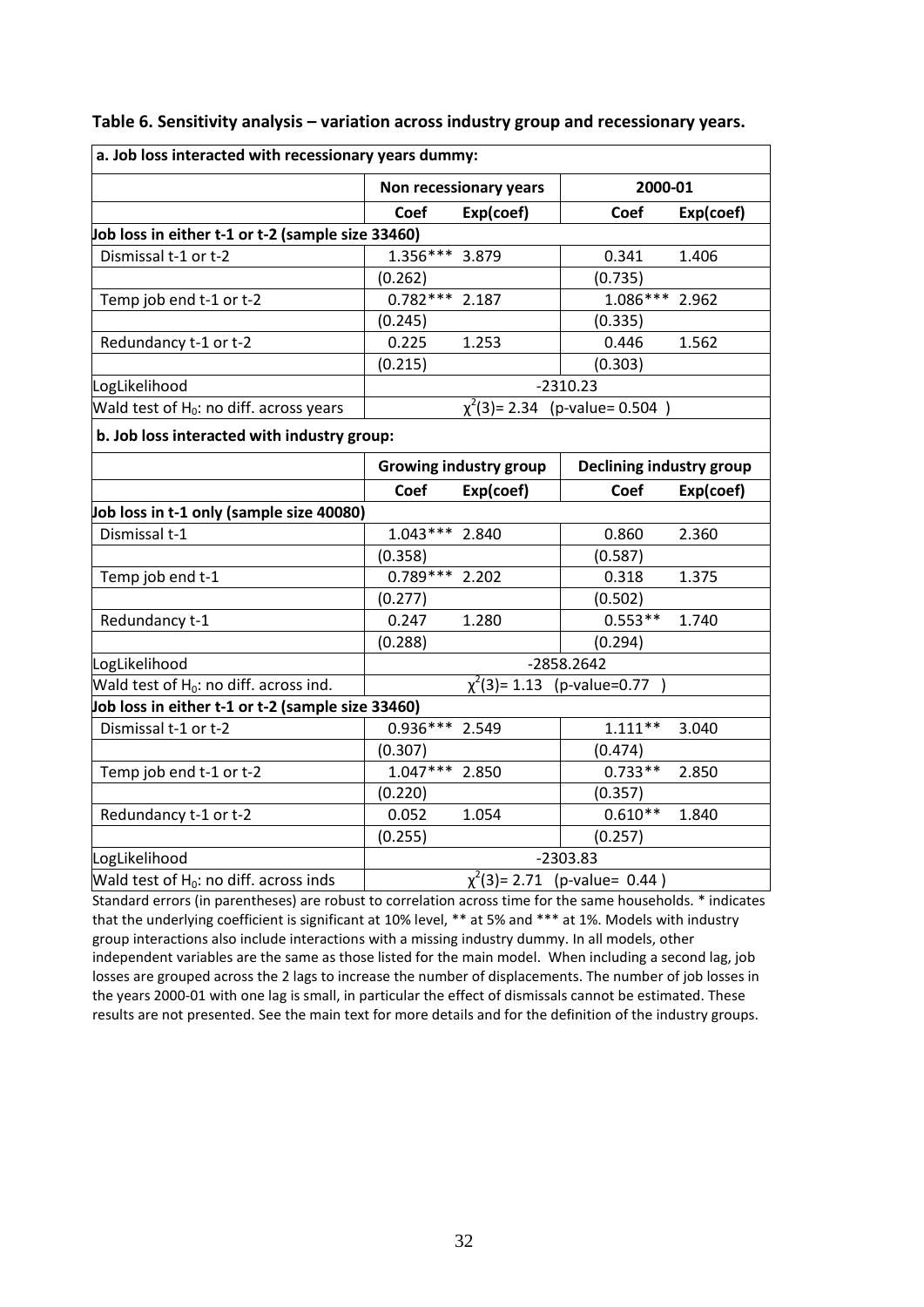**Table 6. Sensitivity analysis – variation across industry group and recessionary years.**

| **a. Job loss interacted with recessionary years dummy:** | | | | |
|---|---|---|---|---|
| | **Non recessionary years** | | **2000-01** | |
| | **Coef** | **Exp(coef)** | **Coef** | **Exp(coef)** |
| **Job loss in either t-1 or t-2 (sample size 33460)** | | | | |
| Dismissal t-1 or t-2 | 1.356*** | 3.879 | 0.341 | 1.406 |
| | (0.262) | | (0.735) | |
| Temp job end t-1 or t-2 | 0.782*** | 2.187 | 1.086*** | 2.962 |
| | (0.245) | | (0.335) | |
| Redundancy t-1 or t-2 | 0.225 | 1.253 | 0.446 | 1.562 |
| | (0.215) | | (0.303) | |
| LogLikelihood | -2310.23 | | | |
| Wald test of $H_0$: no diff. across years | $\chi^2(3)$= 2.34 (p-value= 0.504 ) | | | |
| **b. Job loss interacted with industry group:** | | | | |
| | **Growing industry group** | | **Declining industry group** | |
| | **Coef** | **Exp(coef)** | **Coef** | **Exp(coef)** |
| **Job loss in t-1 only (sample size 40080)** | | | | |
| Dismissal t-1 | 1.043*** | 2.840 | 0.860 | 2.360 |
| | (0.358) | | (0.587) | |
| Temp job end t-1 | 0.789*** | 2.202 | 0.318 | 1.375 |
| | (0.277) | | (0.502) | |
| Redundancy t-1 | 0.247 | 1.280 | 0.553** | 1.740 |
| | (0.288) | | (0.294) | |
| LogLikelihood | -2858.2642 | | | |
| Wald test of $H_0$: no diff. across ind. | $\chi^2(3)$= 1.13 (p-value=0.77 ) | | | |
| **Job loss in either t-1 or t-2 (sample size 33460)** | | | | |
| Dismissal t-1 or t-2 | 0.936*** | 2.549 | 1.111** | 3.040 |
| | (0.307) | | (0.474) | |
| Temp job end t-1 or t-2 | 1.047*** | 2.850 | 0.733** | 2.850 |
| | (0.220) | | (0.357) | |
| Redundancy t-1 or t-2 | 0.052 | 1.054 | 0.610** | 1.840 |
| | (0.255) | | (0.257) | |
| LogLikelihood | -2303.83 | | | |
| Wald test of $H_0$: no diff. across inds | $\chi^2(3)$= 2.71 (p-value= 0.44 ) | | | |

Standard errors (in parentheses) are robust to correlation across time for the same households. * indicates that the underlying coefficient is significant at 10% level, ** at 5% and *** at 1%. Models with industry group interactions also include interactions with a missing industry dummy. In all models, other independent variables are the same as those listed for the main model. When including a second lag, job losses are grouped across the 2 lags to increase the number of displacements. The number of job losses in the years 2000-01 with one lag is small, in particular the effect of dismissals cannot be estimated. These results are not presented. See the main text for more details and for the definition of the industry groups.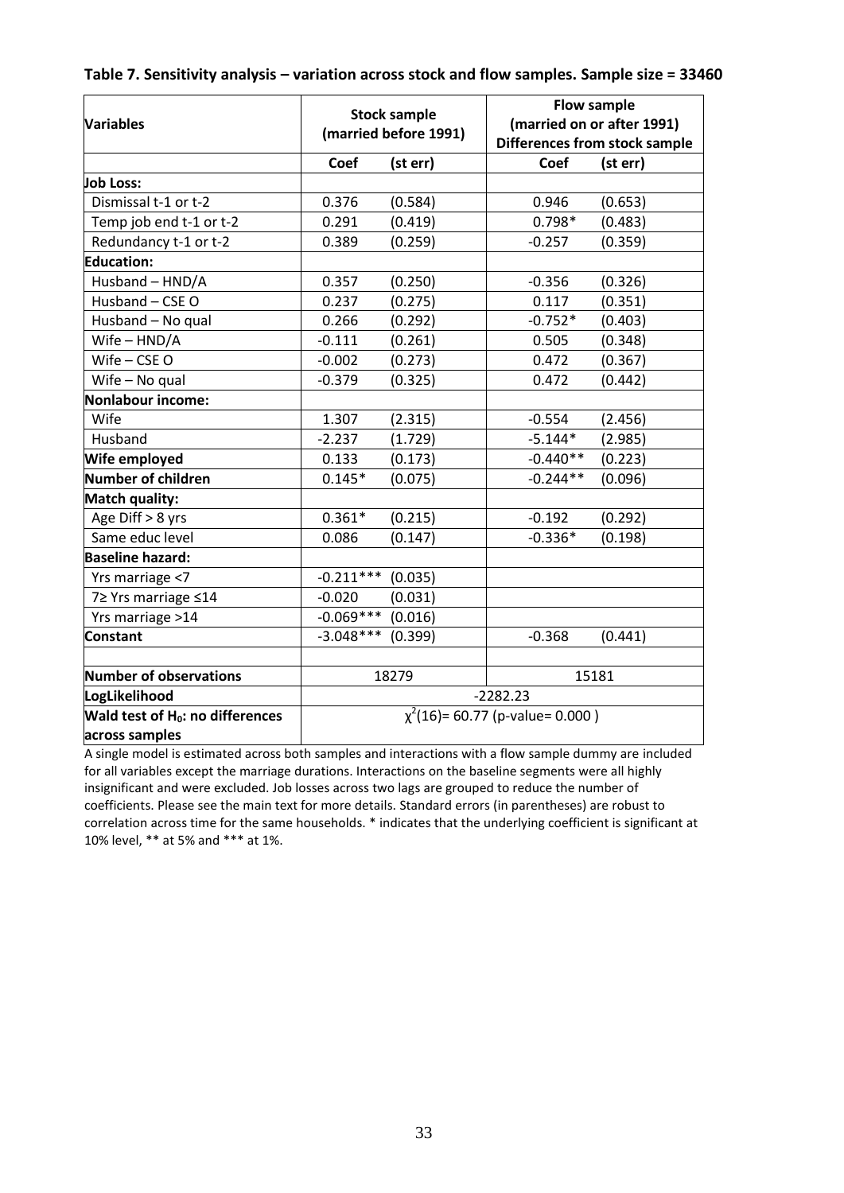**Table 7. Sensitivity analysis – variation across stock and flow samples. Sample size = 33460**

| Variables | Stock sample (married before 1991) | | Flow sample (married on or after 1991) Differences from stock sample | |
|---|---|---|---|---|
| | Coef | (st err) | Coef | (st err) |
| **Job Loss:** | | | | |
| Dismissal t-1 or t-2 | 0.376 | (0.584) | 0.946 | (0.653) |
| Temp job end t-1 or t-2 | 0.291 | (0.419) | 0.798* | (0.483) |
| Redundancy t-1 or t-2 | 0.389 | (0.259) | -0.257 | (0.359) |
| **Education:** | | | | |
| Husband – HND/A | 0.357 | (0.250) | -0.356 | (0.326) |
| Husband – CSE O | 0.237 | (0.275) | 0.117 | (0.351) |
| Husband – No qual | 0.266 | (0.292) | -0.752* | (0.403) |
| Wife – HND/A | -0.111 | (0.261) | 0.505 | (0.348) |
| Wife – CSE O | -0.002 | (0.273) | 0.472 | (0.367) |
| Wife – No qual | -0.379 | (0.325) | 0.472 | (0.442) |
| **Nonlabour income:** | | | | |
| Wife | 1.307 | (2.315) | -0.554 | (2.456) |
| Husband | -2.237 | (1.729) | -5.144* | (2.985) |
| **Wife employed** | 0.133 | (0.173) | -0.440** | (0.223) |
| **Number of children** | 0.145* | (0.075) | -0.244** | (0.096) |
| **Match quality:** | | | | |
| Age Diff > 8 yrs | 0.361* | (0.215) | -0.192 | (0.292) |
| Same educ level | 0.086 | (0.147) | -0.336* | (0.198) |
| **Baseline hazard:** | | | | |
| Yrs marriage <7 | -0.211*** | (0.035) | | |
| 7≥ Yrs marriage ≤14 | -0.020 | (0.031) | | |
| Yrs marriage >14 | -0.069*** | (0.016) | | |
| **Constant** | -3.048*** | (0.399) | -0.368 | (0.441) |
| | | | | |
| **Number of observations** | 18279 | | 15181 | |
| **LogLikelihood** | -2282.23 | | | |
| **Wald test of $H_0$: no differences across samples** | $\chi^2(16)$= 60.77 (p-value= 0.000 ) | | | |

A single model is estimated across both samples and interactions with a flow sample dummy are included for all variables except the marriage durations. Interactions on the baseline segments were all highly insignificant and were excluded. Job losses across two lags are grouped to reduce the number of coefficients. Please see the main text for more details. Standard errors (in parentheses) are robust to correlation across time for the same households. * indicates that the underlying coefficient is significant at 10% level, ** at 5% and *** at 1%.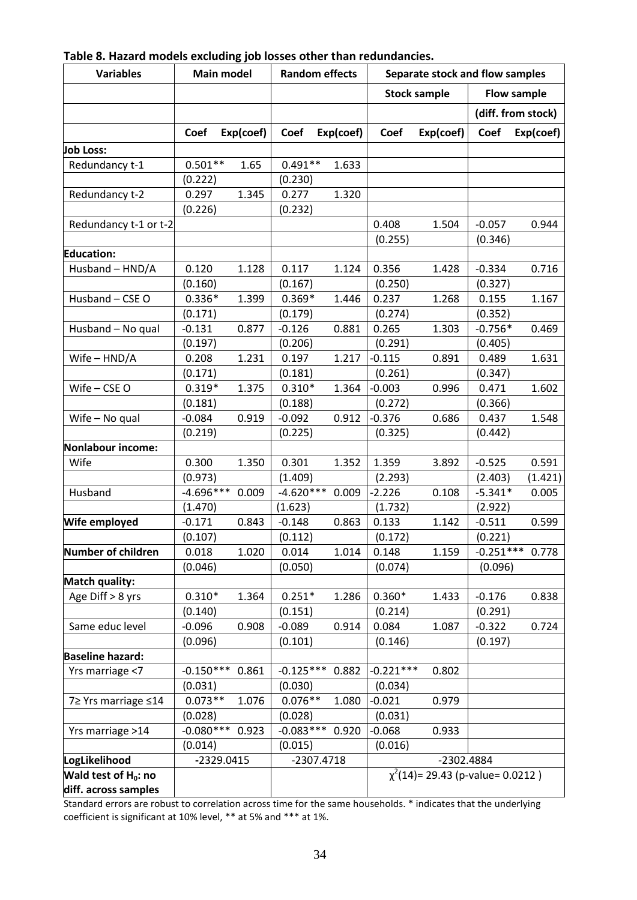**Table 8. Hazard models excluding job losses other than redundancies.**

| Variables | Main model | | Random effects | | Separate stock and flow samples | | | |
|---|---|---|---|---|---|---|---|---|
| | | | | | Stock sample | | Flow sample | |
| | | | | | | | (diff. from stock) | |
| | Coef | Exp(coef) | Coef | Exp(coef) | Coef | Exp(coef) | Coef | Exp(coef) |
| **Job Loss:** | | | | | | | | |
| Redundancy t-1 | 0.501** | 1.65 | 0.491** | 1.633 | | | | |
| | (0.222) | | (0.230) | | | | | |
| Redundancy t-2 | 0.297 | 1.345 | 0.277 | 1.320 | | | | |
| | (0.226) | | (0.232) | | | | | |
| Redundancy t-1 or t-2 | | | | | 0.408 | 1.504 | -0.057 | 0.944 |
| | | | | | (0.255) | | (0.346) | |
| **Education:** | | | | | | | | |
| Husband – HND/A | 0.120 | 1.128 | 0.117 | 1.124 | 0.356 | 1.428 | -0.334 | 0.716 |
| | (0.160) | | (0.167) | | (0.250) | | (0.327) | |
| Husband – CSE O | 0.336* | 1.399 | 0.369* | 1.446 | 0.237 | 1.268 | 0.155 | 1.167 |
| | (0.171) | | (0.179) | | (0.274) | | (0.352) | |
| Husband – No qual | -0.131 | 0.877 | -0.126 | 0.881 | 0.265 | 1.303 | -0.756* | 0.469 |
| | (0.197) | | (0.206) | | (0.291) | | (0.405) | |
| Wife – HND/A | 0.208 | 1.231 | 0.197 | 1.217 | -0.115 | 0.891 | 0.489 | 1.631 |
| | (0.171) | | (0.181) | | (0.261) | | (0.347) | |
| Wife – CSE O | 0.319* | 1.375 | 0.310* | 1.364 | -0.003 | 0.996 | 0.471 | 1.602 |
| | (0.181) | | (0.188) | | (0.272) | | (0.366) | |
| Wife – No qual | -0.084 | 0.919 | -0.092 | 0.912 | -0.376 | 0.686 | 0.437 | 1.548 |
| | (0.219) | | (0.225) | | (0.325) | | (0.442) | |
| **Nonlabour income:** | | | | | | | | |
| Wife | 0.300 | 1.350 | 0.301 | 1.352 | 1.359 | 3.892 | -0.525 | 0.591 |
| | (0.973) | | (1.409) | | (2.293) | | (2.403) | (1.421) |
| Husband | -4.696*** | 0.009 | -4.620*** | 0.009 | -2.226 | 0.108 | -5.341* | 0.005 |
| | (1.470) | | (1.623) | | (1.732) | | (2.922) | |
| **Wife employed** | -0.171 | 0.843 | -0.148 | 0.863 | 0.133 | 1.142 | -0.511 | 0.599 |
| | (0.107) | | (0.112) | | (0.172) | | (0.221) | |
| **Number of children** | 0.018 | 1.020 | 0.014 | 1.014 | 0.148 | 1.159 | -0.251*** | 0.778 |
| | (0.046) | | (0.050) | | (0.074) | | (0.096) | |
| **Match quality:** | | | | | | | | |
| Age Diff > 8 yrs | 0.310* | 1.364 | 0.251* | 1.286 | 0.360* | 1.433 | -0.176 | 0.838 |
| | (0.140) | | (0.151) | | (0.214) | | (0.291) | |
| Same educ level | -0.096 | 0.908 | -0.089 | 0.914 | 0.084 | 1.087 | -0.322 | 0.724 |
| | (0.096) | | (0.101) | | (0.146) | | (0.197) | |
| **Baseline hazard:** | | | | | | | | |
| Yrs marriage <7 | -0.150*** | 0.861 | -0.125*** | 0.882 | -0.221*** | 0.802 | | |
| | (0.031) | | (0.030) | | (0.034) | | | |
| 7≥ Yrs marriage ≤14 | 0.073** | 1.076 | 0.076** | 1.080 | -0.021 | 0.979 | | |
| | (0.028) | | (0.028) | | (0.031) | | | |
| Yrs marriage >14 | -0.080*** | 0.923 | -0.083*** | 0.920 | -0.068 | 0.933 | | |
| | (0.014) | | (0.015) | | (0.016) | | | |
| **LogLikelihood** | -2329.0415 | | -2307.4718 | | -2302.4884 | | | |
| **Wald test of $H_0$: no diff. across samples** | | | | | $\chi^2(14)$= 29.43 (p-value= 0.0212 ) | | | |

Standard errors are robust to correlation across time for the same households. * indicates that the underlying coefficient is significant at 10% level, ** at 5% and *** at 1%.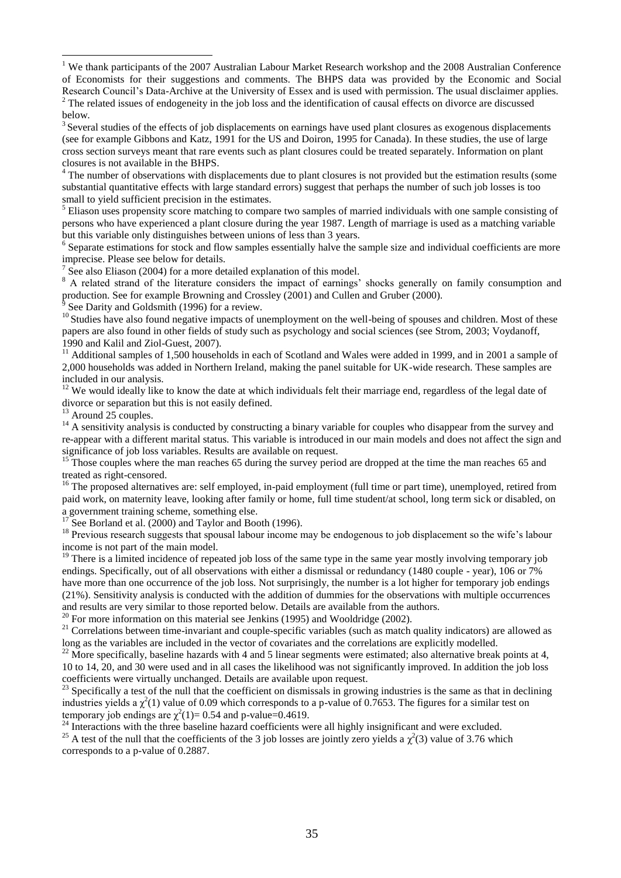[1] We thank participants of the 2007 Australian Labour Market Research workshop and the 2008 Australian Conference of Economists for their suggestions and comments. The BHPS data was provided by the Economic and Social Research Council's Data-Archive at the University of Essex and is used with permission. The usual disclaimer applies.

[2] The related issues of endogeneity in the job loss and the identification of causal effects on divorce are discussed below.

[3] Several studies of the effects of job displacements on earnings have used plant closures as exogenous displacements (see for example Gibbons and Katz, 1991 for the US and Doiron, 1995 for Canada). In these studies, the use of large cross section surveys meant that rare events such as plant closures could be treated separately. Information on plant closures is not available in the BHPS.

[4] The number of observations with displacements due to plant closures is not provided but the estimation results (some substantial quantitative effects with large standard errors) suggest that perhaps the number of such job losses is too small to yield sufficient precision in the estimates.

[5] Eliason uses propensity score matching to compare two samples of married individuals with one sample consisting of persons who have experienced a plant closure during the year 1987. Length of marriage is used as a matching variable but this variable only distinguishes between unions of less than 3 years.

[6] Separate estimations for stock and flow samples essentially halve the sample size and individual coefficients are more imprecise. Please see below for details.

[7] See also Eliason (2004) for a more detailed explanation of this model.

[8] A related strand of the literature considers the impact of earnings' shocks generally on family consumption and production. See for example Browning and Crossley (2001) and Cullen and Gruber (2000).

[9] See Darity and Goldsmith (1996) for a review.

[10] Studies have also found negative impacts of unemployment on the well-being of spouses and children. Most of these papers are also found in other fields of study such as psychology and social sciences (see Strom, 2003; Voydanoff, 1990 and Kalil and Ziol-Guest, 2007).

[11] Additional samples of 1,500 households in each of Scotland and Wales were added in 1999, and in 2001 a sample of 2,000 households was added in Northern Ireland, making the panel suitable for UK-wide research. These samples are included in our analysis.

[12] We would ideally like to know the date at which individuals felt their marriage end, regardless of the legal date of divorce or separation but this is not easily defined.

[13] Around 25 couples.

[14] A sensitivity analysis is conducted by constructing a binary variable for couples who disappear from the survey and re-appear with a different marital status. This variable is introduced in our main models and does not affect the sign and significance of job loss variables. Results are available on request.

[15] Those couples where the man reaches 65 during the survey period are dropped at the time the man reaches 65 and treated as right-censored.

[16] The proposed alternatives are: self employed, in-paid employment (full time or part time), unemployed, retired from paid work, on maternity leave, looking after family or home, full time student/at school, long term sick or disabled, on a government training scheme, something else.

[17] See Borland et al. (2000) and Taylor and Booth (1996).

[18] Previous research suggests that spousal labour income may be endogenous to job displacement so the wife's labour income is not part of the main model.

[19] There is a limited incidence of repeated job loss of the same type in the same year mostly involving temporary job endings. Specifically, out of all observations with either a dismissal or redundancy (1480 couple - year), 106 or 7% have more than one occurrence of the job loss. Not surprisingly, the number is a lot higher for temporary job endings (21%). Sensitivity analysis is conducted with the addition of dummies for the observations with multiple occurrences and results are very similar to those reported below. Details are available from the authors.

[20] For more information on this material see Jenkins (1995) and Wooldridge (2002).

[21] Correlations between time-invariant and couple-specific variables (such as match quality indicators) are allowed as long as the variables are included in the vector of covariates and the correlations are explicitly modelled.

[22] More specifically, baseline hazards with 4 and 5 linear segments were estimated; also alternative break points at 4, 10 to 14, 20, and 30 were used and in all cases the likelihood was not significantly improved. In addition the job loss coefficients were virtually unchanged. Details are available upon request.

[23] Specifically a test of the null that the coefficient on dismissals in growing industries is the same as that in declining industries yields a $\chi^2(1)$ value of 0.09 which corresponds to a p-value of 0.7653. The figures for a similar test on temporary job endings are $\chi^2(1)= 0.54$ and p-value=0.4619.

[24] Interactions with the three baseline hazard coefficients were all highly insignificant and were excluded.

[25] A test of the null that the coefficients of the 3 job losses are jointly zero yields a $\chi^2(3)$ value of 3.76 which corresponds to a p-value of 0.2887.